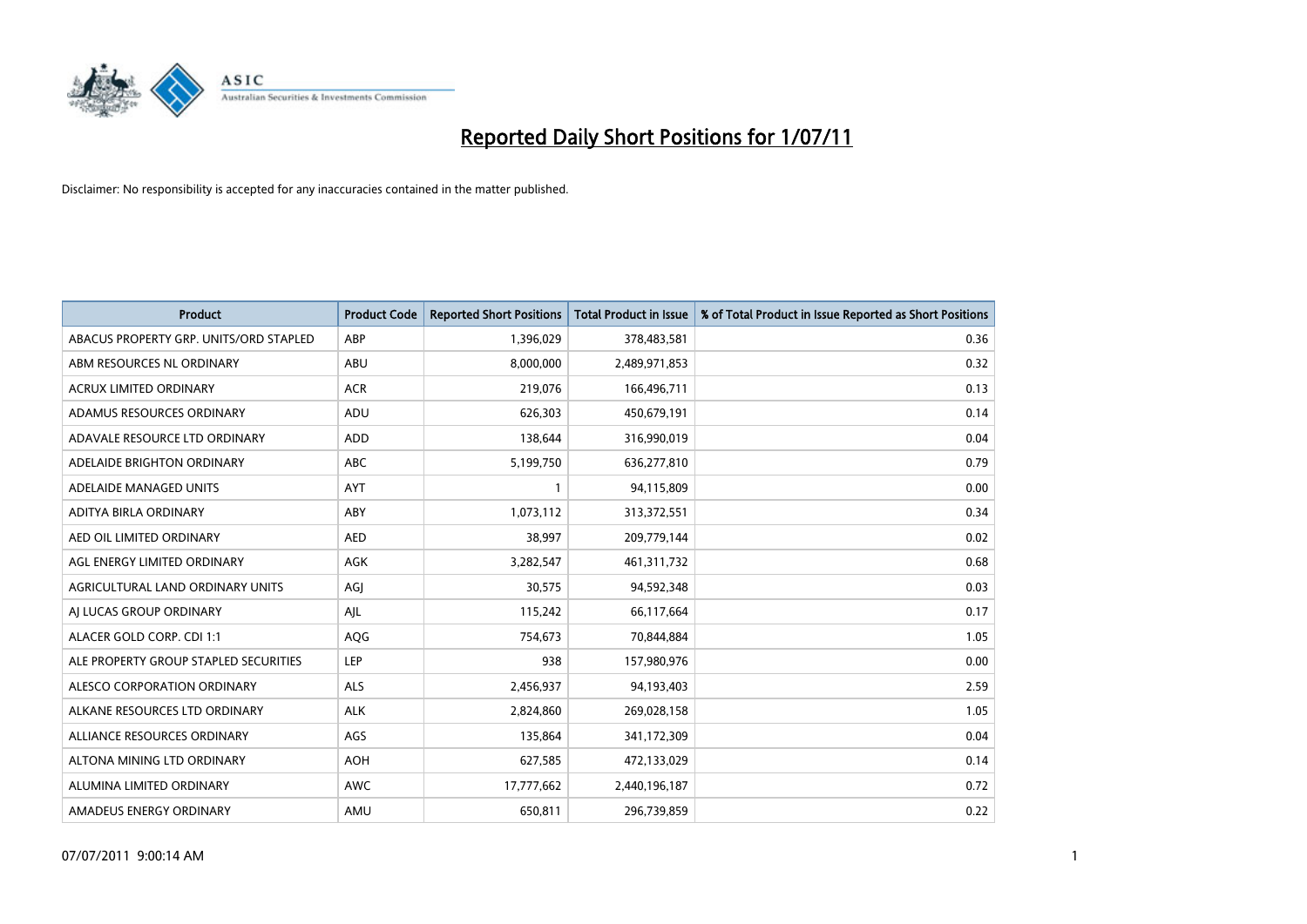# Reported Daily Short Positions for 1/07/11

Disclaimer: No responsibility is accepted for any inaccuracies contained in the matter published.

| Product | Product Code | Reported Short Positions | Total Product in Issue | % of Total Product in Issue Reported as Short Positions |
|---|---|---|---|---|
| ABACUS PROPERTY GRP. UNITS/ORD STAPLED | ABP | 1,396,029 | 378,483,581 | 0.36 |
| ABM RESOURCES NL ORDINARY | ABU | 8,000,000 | 2,489,971,853 | 0.32 |
| ACRUX LIMITED ORDINARY | ACR | 219,076 | 166,496,711 | 0.13 |
| ADAMUS RESOURCES ORDINARY | ADU | 626,303 | 450,679,191 | 0.14 |
| ADAVALE RESOURCE LTD ORDINARY | ADD | 138,644 | 316,990,019 | 0.04 |
| ADELAIDE BRIGHTON ORDINARY | ABC | 5,199,750 | 636,277,810 | 0.79 |
| ADELAIDE MANAGED UNITS | AYT | 1 | 94,115,809 | 0.00 |
| ADITYA BIRLA ORDINARY | ABY | 1,073,112 | 313,372,551 | 0.34 |
| AED OIL LIMITED ORDINARY | AED | 38,997 | 209,779,144 | 0.02 |
| AGL ENERGY LIMITED ORDINARY | AGK | 3,282,547 | 461,311,732 | 0.68 |
| AGRICULTURAL LAND ORDINARY UNITS | AGJ | 30,575 | 94,592,348 | 0.03 |
| AJ LUCAS GROUP ORDINARY | AJL | 115,242 | 66,117,664 | 0.17 |
| ALACER GOLD CORP. CDI 1:1 | AQG | 754,673 | 70,844,884 | 1.05 |
| ALE PROPERTY GROUP STAPLED SECURITIES | LEP | 938 | 157,980,976 | 0.00 |
| ALESCO CORPORATION ORDINARY | ALS | 2,456,937 | 94,193,403 | 2.59 |
| ALKANE RESOURCES LTD ORDINARY | ALK | 2,824,860 | 269,028,158 | 1.05 |
| ALLIANCE RESOURCES ORDINARY | AGS | 135,864 | 341,172,309 | 0.04 |
| ALTONA MINING LTD ORDINARY | AOH | 627,585 | 472,133,029 | 0.14 |
| ALUMINA LIMITED ORDINARY | AWC | 17,777,662 | 2,440,196,187 | 0.72 |
| AMADEUS ENERGY ORDINARY | AMU | 650,811 | 296,739,859 | 0.22 |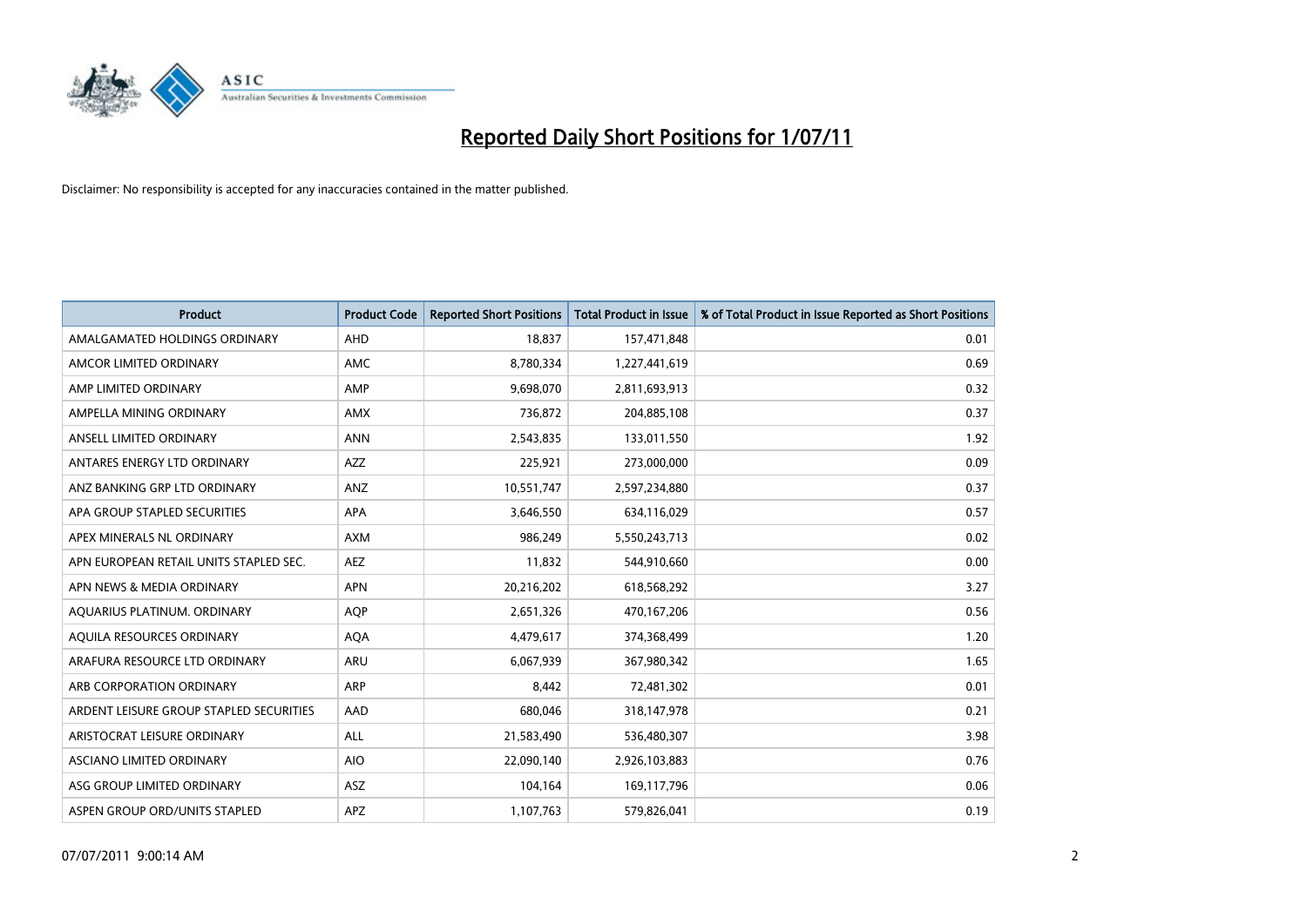# Reported Daily Short Positions for 1/07/11

Disclaimer: No responsibility is accepted for any inaccuracies contained in the matter published.

| Product | Product Code | Reported Short Positions | Total Product in Issue | % of Total Product in Issue Reported as Short Positions |
| --- | --- | --- | --- | --- |
| AMALGAMATED HOLDINGS ORDINARY | AHD | 18,837 | 157,471,848 | 0.01 |
| AMCOR LIMITED ORDINARY | AMC | 8,780,334 | 1,227,441,619 | 0.69 |
| AMP LIMITED ORDINARY | AMP | 9,698,070 | 2,811,693,913 | 0.32 |
| AMPELLA MINING ORDINARY | AMX | 736,872 | 204,885,108 | 0.37 |
| ANSELL LIMITED ORDINARY | ANN | 2,543,835 | 133,011,550 | 1.92 |
| ANTARES ENERGY LTD ORDINARY | AZZ | 225,921 | 273,000,000 | 0.09 |
| ANZ BANKING GRP LTD ORDINARY | ANZ | 10,551,747 | 2,597,234,880 | 0.37 |
| APA GROUP STAPLED SECURITIES | APA | 3,646,550 | 634,116,029 | 0.57 |
| APEX MINERALS NL ORDINARY | AXM | 986,249 | 5,550,243,713 | 0.02 |
| APN EUROPEAN RETAIL UNITS STAPLED SEC. | AEZ | 11,832 | 544,910,660 | 0.00 |
| APN NEWS & MEDIA ORDINARY | APN | 20,216,202 | 618,568,292 | 3.27 |
| AQUARIUS PLATINUM. ORDINARY | AQP | 2,651,326 | 470,167,206 | 0.56 |
| AQUILA RESOURCES ORDINARY | AQA | 4,479,617 | 374,368,499 | 1.20 |
| ARAFURA RESOURCE LTD ORDINARY | ARU | 6,067,939 | 367,980,342 | 1.65 |
| ARB CORPORATION ORDINARY | ARP | 8,442 | 72,481,302 | 0.01 |
| ARDENT LEISURE GROUP STAPLED SECURITIES | AAD | 680,046 | 318,147,978 | 0.21 |
| ARISTOCRAT LEISURE ORDINARY | ALL | 21,583,490 | 536,480,307 | 3.98 |
| ASCIANO LIMITED ORDINARY | AIO | 22,090,140 | 2,926,103,883 | 0.76 |
| ASG GROUP LIMITED ORDINARY | ASZ | 104,164 | 169,117,796 | 0.06 |
| ASPEN GROUP ORD/UNITS STAPLED | APZ | 1,107,763 | 579,826,041 | 0.19 |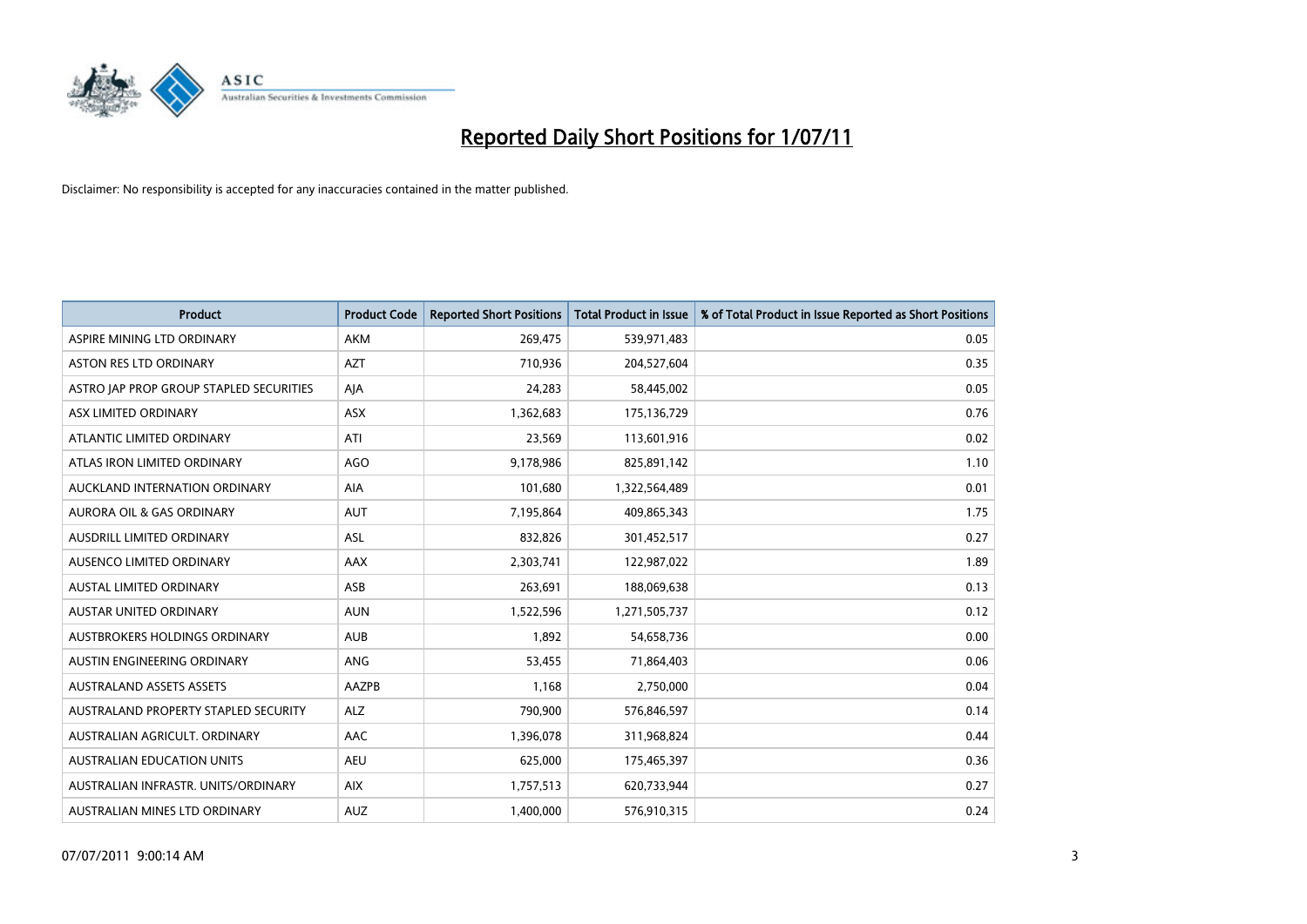# Reported Daily Short Positions for 1/07/11

Disclaimer: No responsibility is accepted for any inaccuracies contained in the matter published.

| Product | Product Code | Reported Short Positions | Total Product in Issue | % of Total Product in Issue Reported as Short Positions |
|---|---|---|---|---|
| ASPIRE MINING LTD ORDINARY | AKM | 269,475 | 539,971,483 | 0.05 |
| ASTON RES LTD ORDINARY | AZT | 710,936 | 204,527,604 | 0.35 |
| ASTRO JAP PROP GROUP STAPLED SECURITIES | AJA | 24,283 | 58,445,002 | 0.05 |
| ASX LIMITED ORDINARY | ASX | 1,362,683 | 175,136,729 | 0.76 |
| ATLANTIC LIMITED ORDINARY | ATI | 23,569 | 113,601,916 | 0.02 |
| ATLAS IRON LIMITED ORDINARY | AGO | 9,178,986 | 825,891,142 | 1.10 |
| AUCKLAND INTERNATION ORDINARY | AIA | 101,680 | 1,322,564,489 | 0.01 |
| AURORA OIL & GAS ORDINARY | AUT | 7,195,864 | 409,865,343 | 1.75 |
| AUSDRILL LIMITED ORDINARY | ASL | 832,826 | 301,452,517 | 0.27 |
| AUSENCO LIMITED ORDINARY | AAX | 2,303,741 | 122,987,022 | 1.89 |
| AUSTAL LIMITED ORDINARY | ASB | 263,691 | 188,069,638 | 0.13 |
| AUSTAR UNITED ORDINARY | AUN | 1,522,596 | 1,271,505,737 | 0.12 |
| AUSTBROKERS HOLDINGS ORDINARY | AUB | 1,892 | 54,658,736 | 0.00 |
| AUSTIN ENGINEERING ORDINARY | ANG | 53,455 | 71,864,403 | 0.06 |
| AUSTRALAND ASSETS ASSETS | AAZPB | 1,168 | 2,750,000 | 0.04 |
| AUSTRALAND PROPERTY STAPLED SECURITY | ALZ | 790,900 | 576,846,597 | 0.14 |
| AUSTRALIAN AGRICULT. ORDINARY | AAC | 1,396,078 | 311,968,824 | 0.44 |
| AUSTRALIAN EDUCATION UNITS | AEU | 625,000 | 175,465,397 | 0.36 |
| AUSTRALIAN INFRASTR. UNITS/ORDINARY | AIX | 1,757,513 | 620,733,944 | 0.27 |
| AUSTRALIAN MINES LTD ORDINARY | AUZ | 1,400,000 | 576,910,315 | 0.24 |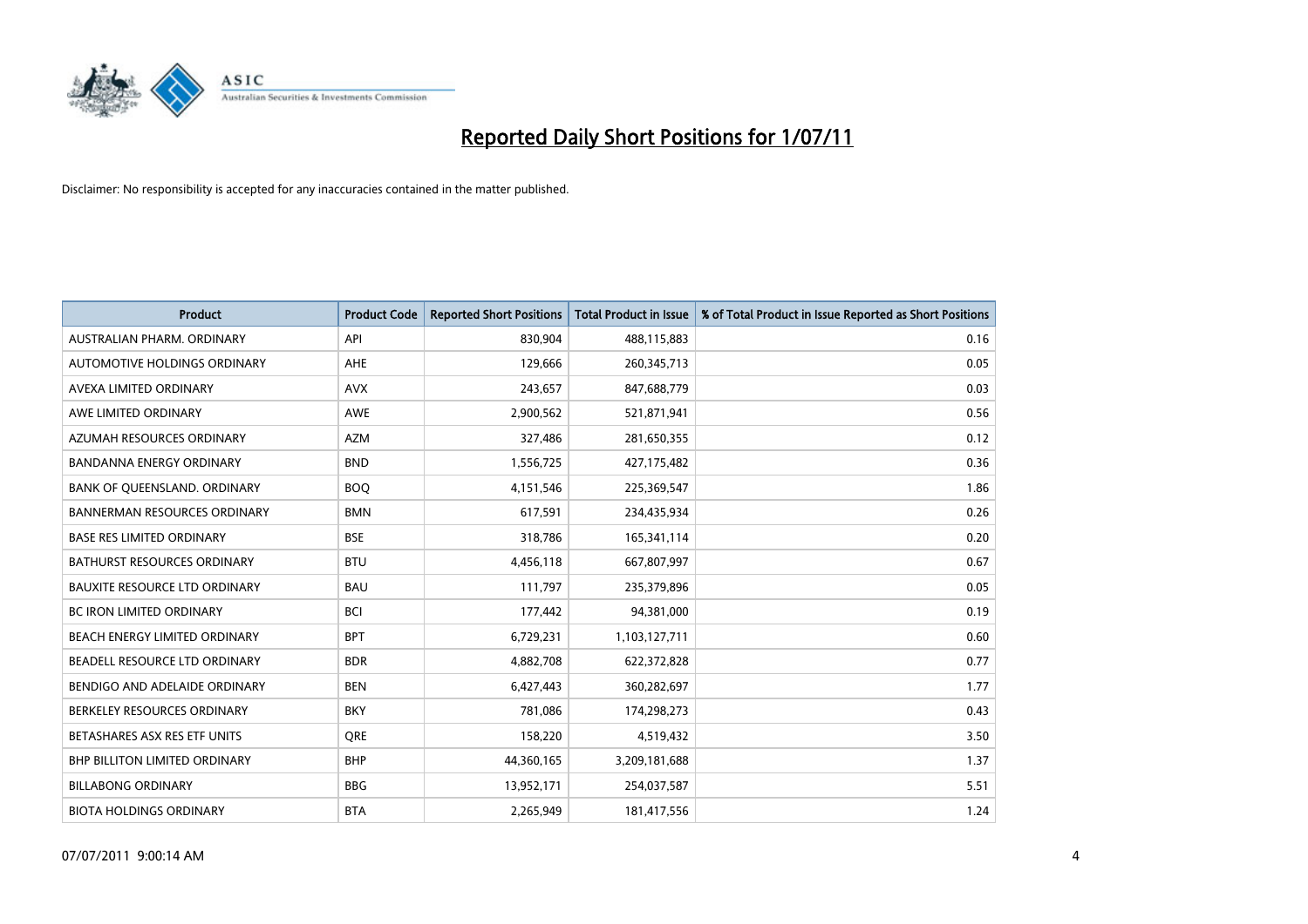# Reported Daily Short Positions for 1/07/11

Disclaimer: No responsibility is accepted for any inaccuracies contained in the matter published.

| Product | Product Code | Reported Short Positions | Total Product in Issue | % of Total Product in Issue Reported as Short Positions |
|---|---|---|---|---|
| AUSTRALIAN PHARM. ORDINARY | API | 830,904 | 488,115,883 | 0.16 |
| AUTOMOTIVE HOLDINGS ORDINARY | AHE | 129,666 | 260,345,713 | 0.05 |
| AVEXA LIMITED ORDINARY | AVX | 243,657 | 847,688,779 | 0.03 |
| AWE LIMITED ORDINARY | AWE | 2,900,562 | 521,871,941 | 0.56 |
| AZUMAH RESOURCES ORDINARY | AZM | 327,486 | 281,650,355 | 0.12 |
| BANDANNA ENERGY ORDINARY | BND | 1,556,725 | 427,175,482 | 0.36 |
| BANK OF QUEENSLAND. ORDINARY | BOQ | 4,151,546 | 225,369,547 | 1.86 |
| BANNERMAN RESOURCES ORDINARY | BMN | 617,591 | 234,435,934 | 0.26 |
| BASE RES LIMITED ORDINARY | BSE | 318,786 | 165,341,114 | 0.20 |
| BATHURST RESOURCES ORDINARY | BTU | 4,456,118 | 667,807,997 | 0.67 |
| BAUXITE RESOURCE LTD ORDINARY | BAU | 111,797 | 235,379,896 | 0.05 |
| BC IRON LIMITED ORDINARY | BCI | 177,442 | 94,381,000 | 0.19 |
| BEACH ENERGY LIMITED ORDINARY | BPT | 6,729,231 | 1,103,127,711 | 0.60 |
| BEADELL RESOURCE LTD ORDINARY | BDR | 4,882,708 | 622,372,828 | 0.77 |
| BENDIGO AND ADELAIDE ORDINARY | BEN | 6,427,443 | 360,282,697 | 1.77 |
| BERKELEY RESOURCES ORDINARY | BKY | 781,086 | 174,298,273 | 0.43 |
| BETASHARES ASX RES ETF UNITS | QRE | 158,220 | 4,519,432 | 3.50 |
| BHP BILLITON LIMITED ORDINARY | BHP | 44,360,165 | 3,209,181,688 | 1.37 |
| BILLABONG ORDINARY | BBG | 13,952,171 | 254,037,587 | 5.51 |
| BIOTA HOLDINGS ORDINARY | BTA | 2,265,949 | 181,417,556 | 1.24 |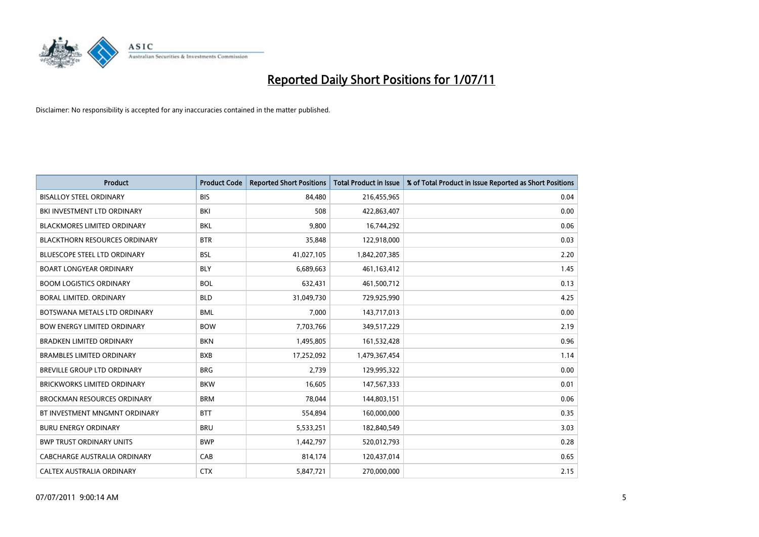# Reported Daily Short Positions for 1/07/11

Disclaimer: No responsibility is accepted for any inaccuracies contained in the matter published.

| Product | Product Code | Reported Short Positions | Total Product in Issue | % of Total Product in Issue Reported as Short Positions |
|---|---|---|---|---|
| BISALLOY STEEL ORDINARY | BIS | 84,480 | 216,455,965 | 0.04 |
| BKI INVESTMENT LTD ORDINARY | BKI | 508 | 422,863,407 | 0.00 |
| BLACKMORES LIMITED ORDINARY | BKL | 9,800 | 16,744,292 | 0.06 |
| BLACKTHORN RESOURCES ORDINARY | BTR | 35,848 | 122,918,000 | 0.03 |
| BLUESCOPE STEEL LTD ORDINARY | BSL | 41,027,105 | 1,842,207,385 | 2.20 |
| BOART LONGYEAR ORDINARY | BLY | 6,689,663 | 461,163,412 | 1.45 |
| BOOM LOGISTICS ORDINARY | BOL | 632,431 | 461,500,712 | 0.13 |
| BORAL LIMITED. ORDINARY | BLD | 31,049,730 | 729,925,990 | 4.25 |
| BOTSWANA METALS LTD ORDINARY | BML | 7,000 | 143,717,013 | 0.00 |
| BOW ENERGY LIMITED ORDINARY | BOW | 7,703,766 | 349,517,229 | 2.19 |
| BRADKEN LIMITED ORDINARY | BKN | 1,495,805 | 161,532,428 | 0.96 |
| BRAMBLES LIMITED ORDINARY | BXB | 17,252,092 | 1,479,367,454 | 1.14 |
| BREVILLE GROUP LTD ORDINARY | BRG | 2,739 | 129,995,322 | 0.00 |
| BRICKWORKS LIMITED ORDINARY | BKW | 16,605 | 147,567,333 | 0.01 |
| BROCKMAN RESOURCES ORDINARY | BRM | 78,044 | 144,803,151 | 0.06 |
| BT INVESTMENT MNGMNT ORDINARY | BTT | 554,894 | 160,000,000 | 0.35 |
| BURU ENERGY ORDINARY | BRU | 5,533,251 | 182,840,549 | 3.03 |
| BWP TRUST ORDINARY UNITS | BWP | 1,442,797 | 520,012,793 | 0.28 |
| CABCHARGE AUSTRALIA ORDINARY | CAB | 814,174 | 120,437,014 | 0.65 |
| CALTEX AUSTRALIA ORDINARY | CTX | 5,847,721 | 270,000,000 | 2.15 |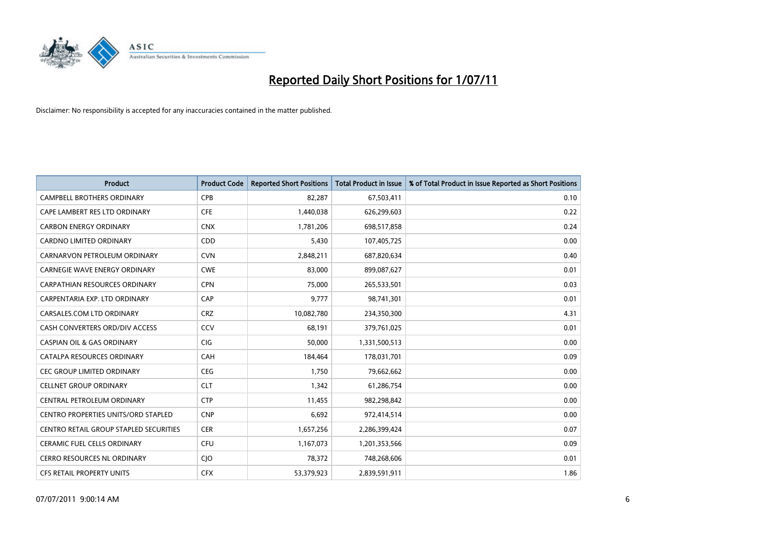# Reported Daily Short Positions for 1/07/11

Disclaimer: No responsibility is accepted for any inaccuracies contained in the matter published.

| Product | Product Code | Reported Short Positions | Total Product in Issue | % of Total Product in Issue Reported as Short Positions |
|---|---|---|---|---|
| CAMPBELL BROTHERS ORDINARY | CPB | 82,287 | 67,503,411 | 0.10 |
| CAPE LAMBERT RES LTD ORDINARY | CFE | 1,440,038 | 626,299,603 | 0.22 |
| CARBON ENERGY ORDINARY | CNX | 1,781,206 | 698,517,858 | 0.24 |
| CARDNO LIMITED ORDINARY | CDD | 5,430 | 107,405,725 | 0.00 |
| CARNARVON PETROLEUM ORDINARY | CVN | 2,848,211 | 687,820,634 | 0.40 |
| CARNEGIE WAVE ENERGY ORDINARY | CWE | 83,000 | 899,087,627 | 0.01 |
| CARPATHIAN RESOURCES ORDINARY | CPN | 75,000 | 265,533,501 | 0.03 |
| CARPENTARIA EXP. LTD ORDINARY | CAP | 9,777 | 98,741,301 | 0.01 |
| CARSALES.COM LTD ORDINARY | CRZ | 10,082,780 | 234,350,300 | 4.31 |
| CASH CONVERTERS ORD/DIV ACCESS | CCV | 68,191 | 379,761,025 | 0.01 |
| CASPIAN OIL & GAS ORDINARY | CIG | 50,000 | 1,331,500,513 | 0.00 |
| CATALPA RESOURCES ORDINARY | CAH | 184,464 | 178,031,701 | 0.09 |
| CEC GROUP LIMITED ORDINARY | CEG | 1,750 | 79,662,662 | 0.00 |
| CELLNET GROUP ORDINARY | CLT | 1,342 | 61,286,754 | 0.00 |
| CENTRAL PETROLEUM ORDINARY | CTP | 11,455 | 982,298,842 | 0.00 |
| CENTRO PROPERTIES UNITS/ORD STAPLED | CNP | 6,692 | 972,414,514 | 0.00 |
| CENTRO RETAIL GROUP STAPLED SECURITIES | CER | 1,657,256 | 2,286,399,424 | 0.07 |
| CERAMIC FUEL CELLS ORDINARY | CFU | 1,167,073 | 1,201,353,566 | 0.09 |
| CERRO RESOURCES NL ORDINARY | CJO | 78,372 | 748,268,606 | 0.01 |
| CFS RETAIL PROPERTY UNITS | CFX | 53,379,923 | 2,839,591,911 | 1.86 |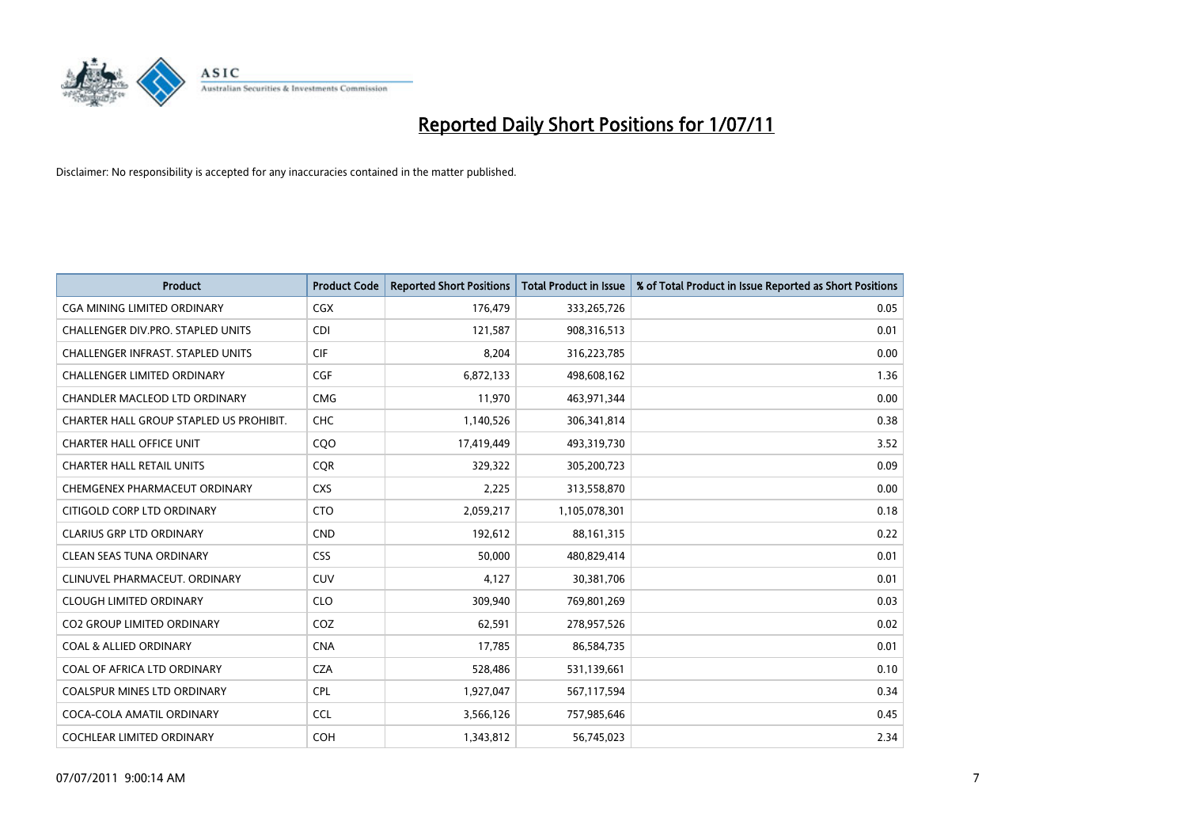# Reported Daily Short Positions for 1/07/11

Disclaimer: No responsibility is accepted for any inaccuracies contained in the matter published.

| Product | Product Code | Reported Short Positions | Total Product in Issue | % of Total Product in Issue Reported as Short Positions |
|---|---|---|---|---|
| CGA MINING LIMITED ORDINARY | CGX | 176,479 | 333,265,726 | 0.05 |
| CHALLENGER DIV.PRO. STAPLED UNITS | CDI | 121,587 | 908,316,513 | 0.01 |
| CHALLENGER INFRAST. STAPLED UNITS | CIF | 8,204 | 316,223,785 | 0.00 |
| CHALLENGER LIMITED ORDINARY | CGF | 6,872,133 | 498,608,162 | 1.36 |
| CHANDLER MACLEOD LTD ORDINARY | CMG | 11,970 | 463,971,344 | 0.00 |
| CHARTER HALL GROUP STAPLED US PROHIBIT. | CHC | 1,140,526 | 306,341,814 | 0.38 |
| CHARTER HALL OFFICE UNIT | CQO | 17,419,449 | 493,319,730 | 3.52 |
| CHARTER HALL RETAIL UNITS | CQR | 329,322 | 305,200,723 | 0.09 |
| CHEMGENEX PHARMACEUT ORDINARY | CXS | 2,225 | 313,558,870 | 0.00 |
| CITIGOLD CORP LTD ORDINARY | CTO | 2,059,217 | 1,105,078,301 | 0.18 |
| CLARIUS GRP LTD ORDINARY | CND | 192,612 | 88,161,315 | 0.22 |
| CLEAN SEAS TUNA ORDINARY | CSS | 50,000 | 480,829,414 | 0.01 |
| CLINUVEL PHARMACEUT. ORDINARY | CUV | 4,127 | 30,381,706 | 0.01 |
| CLOUGH LIMITED ORDINARY | CLO | 309,940 | 769,801,269 | 0.03 |
| CO2 GROUP LIMITED ORDINARY | COZ | 62,591 | 278,957,526 | 0.02 |
| COAL & ALLIED ORDINARY | CNA | 17,785 | 86,584,735 | 0.01 |
| COAL OF AFRICA LTD ORDINARY | CZA | 528,486 | 531,139,661 | 0.10 |
| COALSPUR MINES LTD ORDINARY | CPL | 1,927,047 | 567,117,594 | 0.34 |
| COCA-COLA AMATIL ORDINARY | CCL | 3,566,126 | 757,985,646 | 0.45 |
| COCHLEAR LIMITED ORDINARY | COH | 1,343,812 | 56,745,023 | 2.34 |

07/07/2011 9:00:14 AM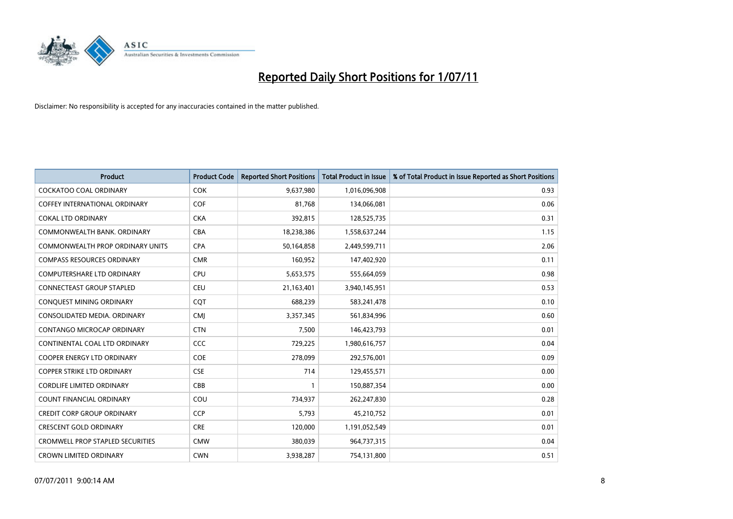# Reported Daily Short Positions for 1/07/11

Disclaimer: No responsibility is accepted for any inaccuracies contained in the matter published.

| Product | Product Code | Reported Short Positions | Total Product in Issue | % of Total Product in Issue Reported as Short Positions |
|---|---|---|---|---|
| COCKATOO COAL ORDINARY | COK | 9,637,980 | 1,016,096,908 | 0.93 |
| COFFEY INTERNATIONAL ORDINARY | COF | 81,768 | 134,066,081 | 0.06 |
| COKAL LTD ORDINARY | CKA | 392,815 | 128,525,735 | 0.31 |
| COMMONWEALTH BANK. ORDINARY | CBA | 18,238,386 | 1,558,637,244 | 1.15 |
| COMMONWEALTH PROP ORDINARY UNITS | CPA | 50,164,858 | 2,449,599,711 | 2.06 |
| COMPASS RESOURCES ORDINARY | CMR | 160,952 | 147,402,920 | 0.11 |
| COMPUTERSHARE LTD ORDINARY | CPU | 5,653,575 | 555,664,059 | 0.98 |
| CONNECTEAST GROUP STAPLED | CEU | 21,163,401 | 3,940,145,951 | 0.53 |
| CONQUEST MINING ORDINARY | CQT | 688,239 | 583,241,478 | 0.10 |
| CONSOLIDATED MEDIA. ORDINARY | CMJ | 3,357,345 | 561,834,996 | 0.60 |
| CONTANGO MICROCAP ORDINARY | CTN | 7,500 | 146,423,793 | 0.01 |
| CONTINENTAL COAL LTD ORDINARY | CCC | 729,225 | 1,980,616,757 | 0.04 |
| COOPER ENERGY LTD ORDINARY | COE | 278,099 | 292,576,001 | 0.09 |
| COPPER STRIKE LTD ORDINARY | CSE | 714 | 129,455,571 | 0.00 |
| CORDLIFE LIMITED ORDINARY | CBB | 1 | 150,887,354 | 0.00 |
| COUNT FINANCIAL ORDINARY | COU | 734,937 | 262,247,830 | 0.28 |
| CREDIT CORP GROUP ORDINARY | CCP | 5,793 | 45,210,752 | 0.01 |
| CRESCENT GOLD ORDINARY | CRE | 120,000 | 1,191,052,549 | 0.01 |
| CROMWELL PROP STAPLED SECURITIES | CMW | 380,039 | 964,737,315 | 0.04 |
| CROWN LIMITED ORDINARY | CWN | 3,938,287 | 754,131,800 | 0.51 |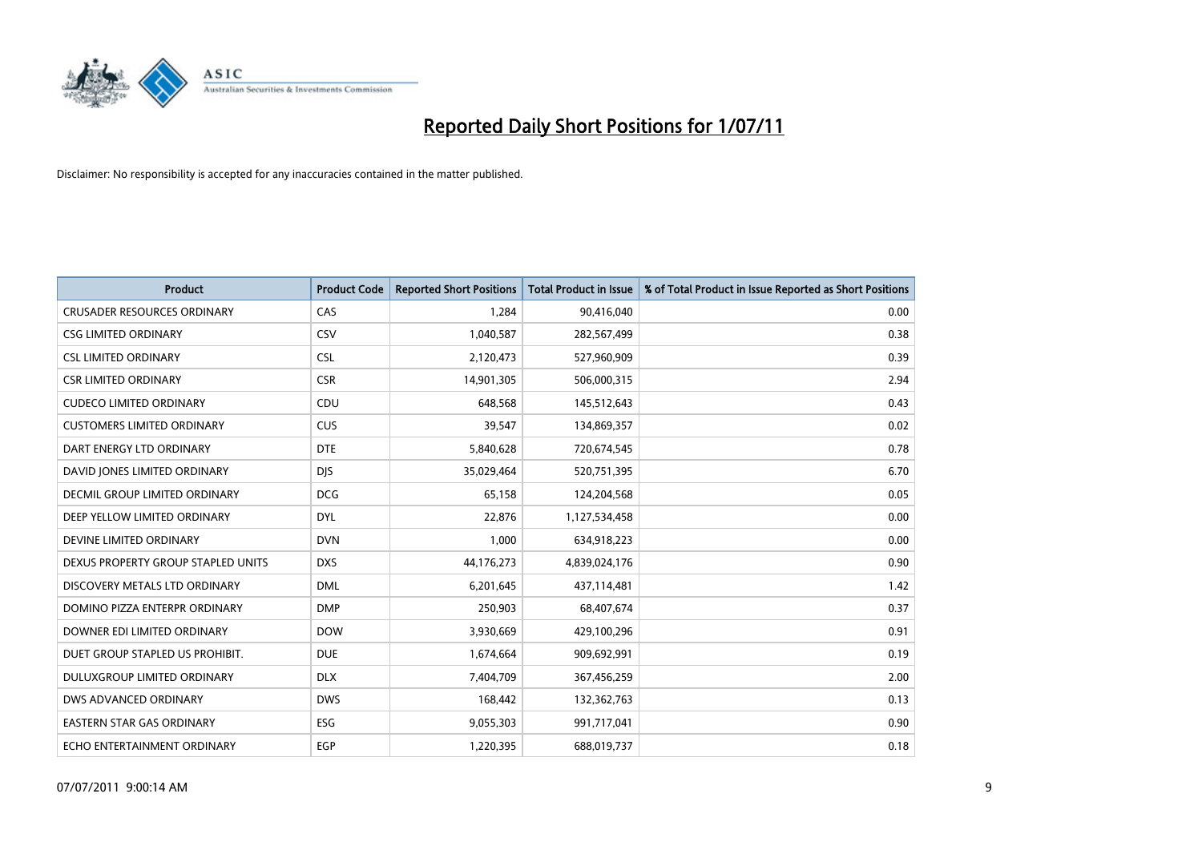# Reported Daily Short Positions for 1/07/11

Disclaimer: No responsibility is accepted for any inaccuracies contained in the matter published.

| Product | Product Code | Reported Short Positions | Total Product in Issue | % of Total Product in Issue Reported as Short Positions |
|---|---|---|---|---|
| CRUSADER RESOURCES ORDINARY | CAS | 1,284 | 90,416,040 | 0.00 |
| CSG LIMITED ORDINARY | CSV | 1,040,587 | 282,567,499 | 0.38 |
| CSL LIMITED ORDINARY | CSL | 2,120,473 | 527,960,909 | 0.39 |
| CSR LIMITED ORDINARY | CSR | 14,901,305 | 506,000,315 | 2.94 |
| CUDECO LIMITED ORDINARY | CDU | 648,568 | 145,512,643 | 0.43 |
| CUSTOMERS LIMITED ORDINARY | CUS | 39,547 | 134,869,357 | 0.02 |
| DART ENERGY LTD ORDINARY | DTE | 5,840,628 | 720,674,545 | 0.78 |
| DAVID JONES LIMITED ORDINARY | DJS | 35,029,464 | 520,751,395 | 6.70 |
| DECMIL GROUP LIMITED ORDINARY | DCG | 65,158 | 124,204,568 | 0.05 |
| DEEP YELLOW LIMITED ORDINARY | DYL | 22,876 | 1,127,534,458 | 0.00 |
| DEVINE LIMITED ORDINARY | DVN | 1,000 | 634,918,223 | 0.00 |
| DEXUS PROPERTY GROUP STAPLED UNITS | DXS | 44,176,273 | 4,839,024,176 | 0.90 |
| DISCOVERY METALS LTD ORDINARY | DML | 6,201,645 | 437,114,481 | 1.42 |
| DOMINO PIZZA ENTERPR ORDINARY | DMP | 250,903 | 68,407,674 | 0.37 |
| DOWNER EDI LIMITED ORDINARY | DOW | 3,930,669 | 429,100,296 | 0.91 |
| DUET GROUP STAPLED US PROHIBIT. | DUE | 1,674,664 | 909,692,991 | 0.19 |
| DULUXGROUP LIMITED ORDINARY | DLX | 7,404,709 | 367,456,259 | 2.00 |
| DWS ADVANCED ORDINARY | DWS | 168,442 | 132,362,763 | 0.13 |
| EASTERN STAR GAS ORDINARY | ESG | 9,055,303 | 991,717,041 | 0.90 |
| ECHO ENTERTAINMENT ORDINARY | EGP | 1,220,395 | 688,019,737 | 0.18 |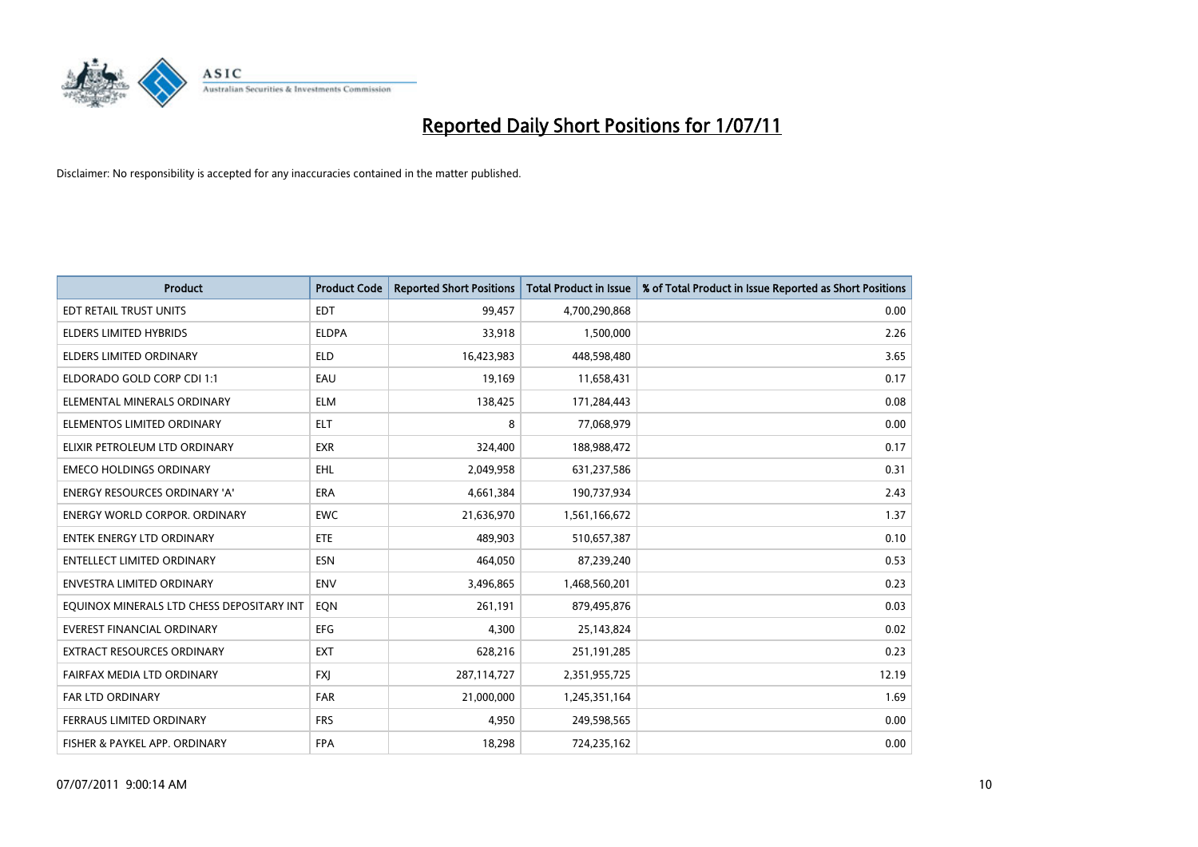# Reported Daily Short Positions for 1/07/11

Disclaimer: No responsibility is accepted for any inaccuracies contained in the matter published.

| Product | Product Code | Reported Short Positions | Total Product in Issue | % of Total Product in Issue Reported as Short Positions |
|---|---|---|---|---|
| EDT RETAIL TRUST UNITS | EDT | 99,457 | 4,700,290,868 | 0.00 |
| ELDERS LIMITED HYBRIDS | ELDPA | 33,918 | 1,500,000 | 2.26 |
| ELDERS LIMITED ORDINARY | ELD | 16,423,983 | 448,598,480 | 3.65 |
| ELDORADO GOLD CORP CDI 1:1 | EAU | 19,169 | 11,658,431 | 0.17 |
| ELEMENTAL MINERALS ORDINARY | ELM | 138,425 | 171,284,443 | 0.08 |
| ELEMENTOS LIMITED ORDINARY | ELT | 8 | 77,068,979 | 0.00 |
| ELIXIR PETROLEUM LTD ORDINARY | EXR | 324,400 | 188,988,472 | 0.17 |
| EMECO HOLDINGS ORDINARY | EHL | 2,049,958 | 631,237,586 | 0.31 |
| ENERGY RESOURCES ORDINARY 'A' | ERA | 4,661,384 | 190,737,934 | 2.43 |
| ENERGY WORLD CORPOR. ORDINARY | EWC | 21,636,970 | 1,561,166,672 | 1.37 |
| ENTEK ENERGY LTD ORDINARY | ETE | 489,903 | 510,657,387 | 0.10 |
| ENTELLECT LIMITED ORDINARY | ESN | 464,050 | 87,239,240 | 0.53 |
| ENVESTRA LIMITED ORDINARY | ENV | 3,496,865 | 1,468,560,201 | 0.23 |
| EQUINOX MINERALS LTD CHESS DEPOSITARY INT | EQN | 261,191 | 879,495,876 | 0.03 |
| EVEREST FINANCIAL ORDINARY | EFG | 4,300 | 25,143,824 | 0.02 |
| EXTRACT RESOURCES ORDINARY | EXT | 628,216 | 251,191,285 | 0.23 |
| FAIRFAX MEDIA LTD ORDINARY | FXJ | 287,114,727 | 2,351,955,725 | 12.19 |
| FAR LTD ORDINARY | FAR | 21,000,000 | 1,245,351,164 | 1.69 |
| FERRAUS LIMITED ORDINARY | FRS | 4,950 | 249,598,565 | 0.00 |
| FISHER & PAYKEL APP. ORDINARY | FPA | 18,298 | 724,235,162 | 0.00 |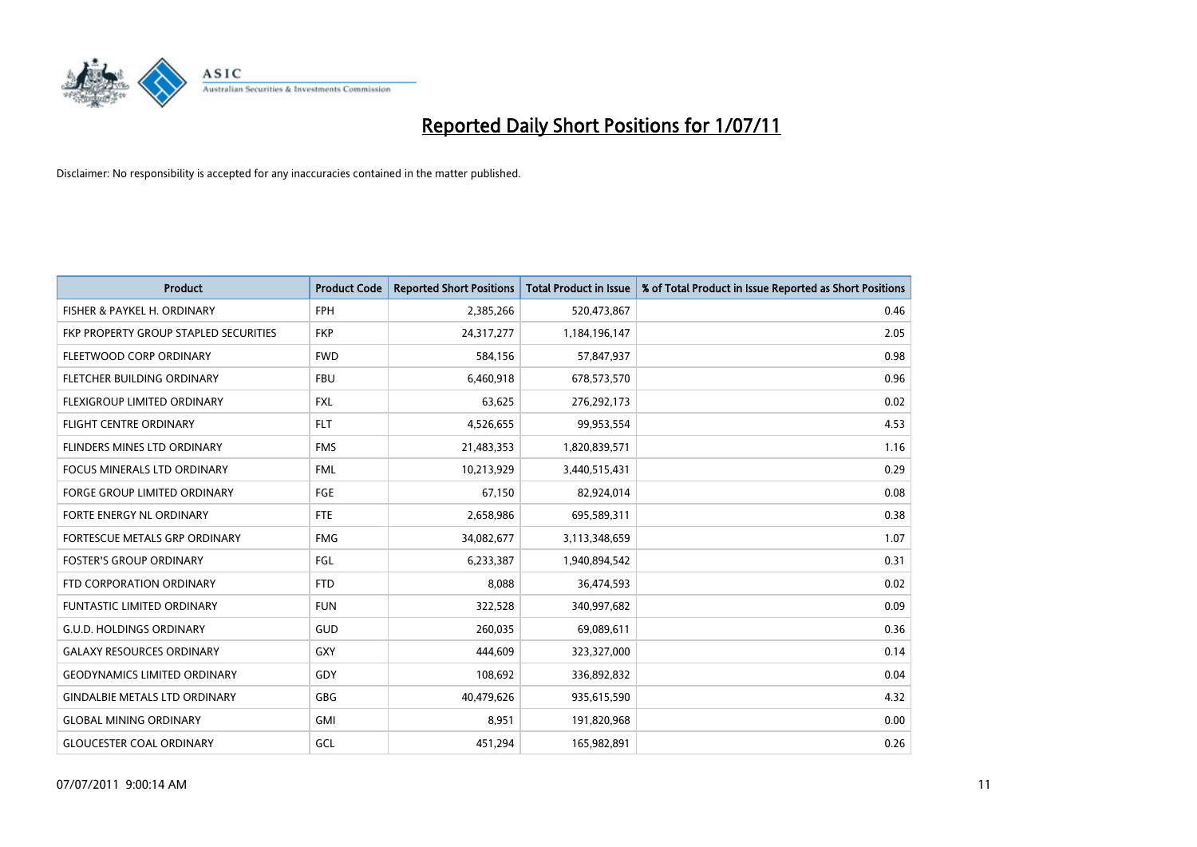# Reported Daily Short Positions for 1/07/11

Disclaimer: No responsibility is accepted for any inaccuracies contained in the matter published.

| Product | Product Code | Reported Short Positions | Total Product in Issue | % of Total Product in Issue Reported as Short Positions |
|---|---|---|---|---|
| FISHER & PAYKEL H. ORDINARY | FPH | 2,385,266 | 520,473,867 | 0.46 |
| FKP PROPERTY GROUP STAPLED SECURITIES | FKP | 24,317,277 | 1,184,196,147 | 2.05 |
| FLEETWOOD CORP ORDINARY | FWD | 584,156 | 57,847,937 | 0.98 |
| FLETCHER BUILDING ORDINARY | FBU | 6,460,918 | 678,573,570 | 0.96 |
| FLEXIGROUP LIMITED ORDINARY | FXL | 63,625 | 276,292,173 | 0.02 |
| FLIGHT CENTRE ORDINARY | FLT | 4,526,655 | 99,953,554 | 4.53 |
| FLINDERS MINES LTD ORDINARY | FMS | 21,483,353 | 1,820,839,571 | 1.16 |
| FOCUS MINERALS LTD ORDINARY | FML | 10,213,929 | 3,440,515,431 | 0.29 |
| FORGE GROUP LIMITED ORDINARY | FGE | 67,150 | 82,924,014 | 0.08 |
| FORTE ENERGY NL ORDINARY | FTE | 2,658,986 | 695,589,311 | 0.38 |
| FORTESCUE METALS GRP ORDINARY | FMG | 34,082,677 | 3,113,348,659 | 1.07 |
| FOSTER'S GROUP ORDINARY | FGL | 6,233,387 | 1,940,894,542 | 0.31 |
| FTD CORPORATION ORDINARY | FTD | 8,088 | 36,474,593 | 0.02 |
| FUNTASTIC LIMITED ORDINARY | FUN | 322,528 | 340,997,682 | 0.09 |
| G.U.D. HOLDINGS ORDINARY | GUD | 260,035 | 69,089,611 | 0.36 |
| GALAXY RESOURCES ORDINARY | GXY | 444,609 | 323,327,000 | 0.14 |
| GEODYNAMICS LIMITED ORDINARY | GDY | 108,692 | 336,892,832 | 0.04 |
| GINDALBIE METALS LTD ORDINARY | GBG | 40,479,626 | 935,615,590 | 4.32 |
| GLOBAL MINING ORDINARY | GMI | 8,951 | 191,820,968 | 0.00 |
| GLOUCESTER COAL ORDINARY | GCL | 451,294 | 165,982,891 | 0.26 |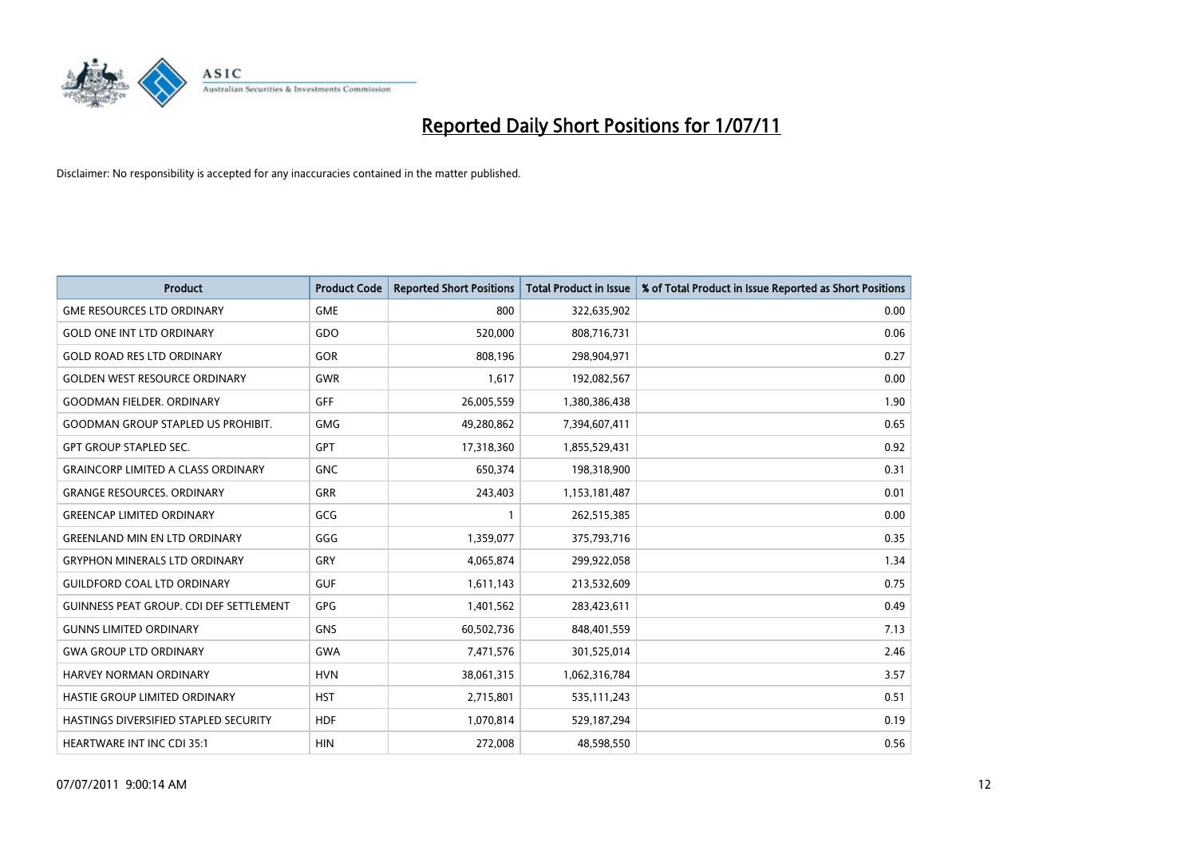# Reported Daily Short Positions for 1/07/11

Disclaimer: No responsibility is accepted for any inaccuracies contained in the matter published.

| Product | Product Code | Reported Short Positions | Total Product in Issue | % of Total Product in Issue Reported as Short Positions |
|---|---|---|---|---|
| GME RESOURCES LTD ORDINARY | GME | 800 | 322,635,902 | 0.00 |
| GOLD ONE INT LTD ORDINARY | GDO | 520,000 | 808,716,731 | 0.06 |
| GOLD ROAD RES LTD ORDINARY | GOR | 808,196 | 298,904,971 | 0.27 |
| GOLDEN WEST RESOURCE ORDINARY | GWR | 1,617 | 192,082,567 | 0.00 |
| GOODMAN FIELDER. ORDINARY | GFF | 26,005,559 | 1,380,386,438 | 1.90 |
| GOODMAN GROUP STAPLED US PROHIBIT. | GMG | 49,280,862 | 7,394,607,411 | 0.65 |
| GPT GROUP STAPLED SEC. | GPT | 17,318,360 | 1,855,529,431 | 0.92 |
| GRAINCORP LIMITED A CLASS ORDINARY | GNC | 650,374 | 198,318,900 | 0.31 |
| GRANGE RESOURCES. ORDINARY | GRR | 243,403 | 1,153,181,487 | 0.01 |
| GREENCAP LIMITED ORDINARY | GCG | 1 | 262,515,385 | 0.00 |
| GREENLAND MIN EN LTD ORDINARY | GGG | 1,359,077 | 375,793,716 | 0.35 |
| GRYPHON MINERALS LTD ORDINARY | GRY | 4,065,874 | 299,922,058 | 1.34 |
| GUILDFORD COAL LTD ORDINARY | GUF | 1,611,143 | 213,532,609 | 0.75 |
| GUINNESS PEAT GROUP. CDI DEF SETTLEMENT | GPG | 1,401,562 | 283,423,611 | 0.49 |
| GUNNS LIMITED ORDINARY | GNS | 60,502,736 | 848,401,559 | 7.13 |
| GWA GROUP LTD ORDINARY | GWA | 7,471,576 | 301,525,014 | 2.46 |
| HARVEY NORMAN ORDINARY | HVN | 38,061,315 | 1,062,316,784 | 3.57 |
| HASTIE GROUP LIMITED ORDINARY | HST | 2,715,801 | 535,111,243 | 0.51 |
| HASTINGS DIVERSIFIED STAPLED SECURITY | HDF | 1,070,814 | 529,187,294 | 0.19 |
| HEARTWARE INT INC CDI 35:1 | HIN | 272,008 | 48,598,550 | 0.56 |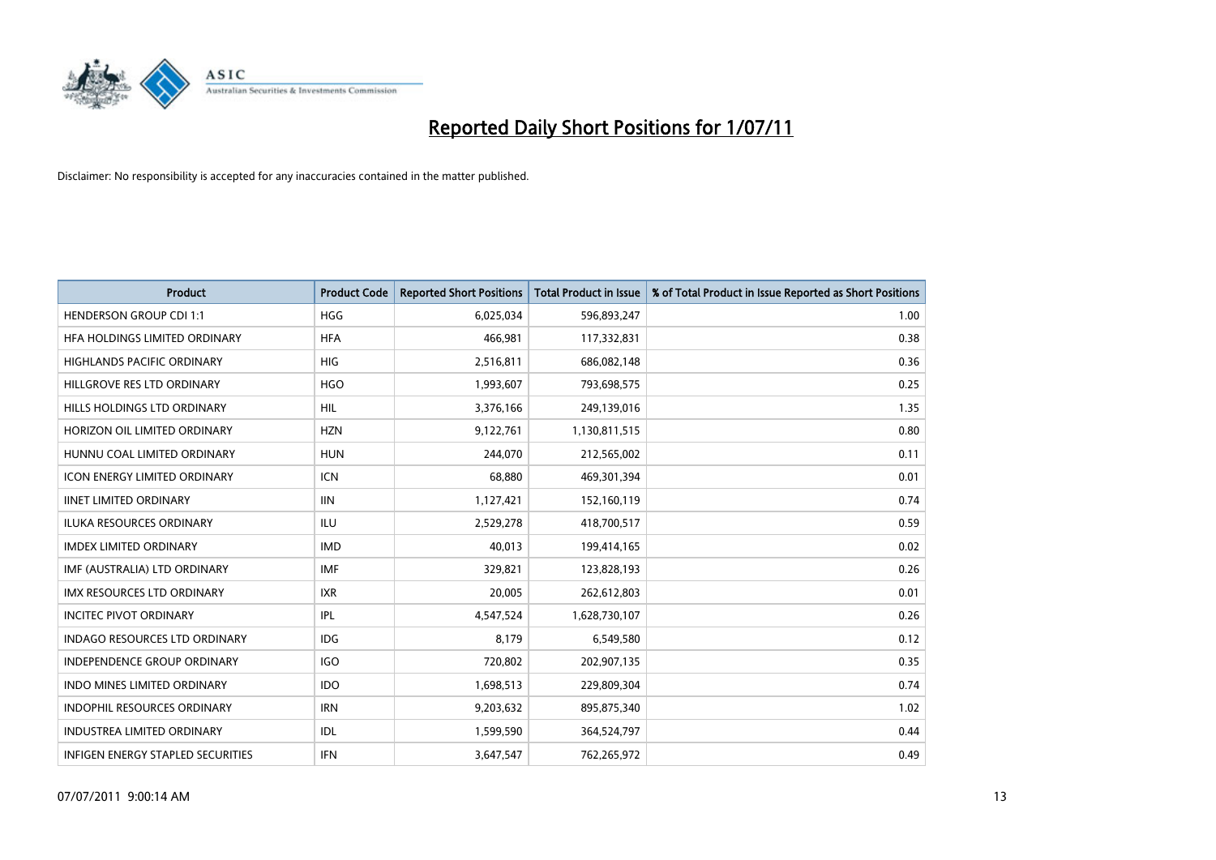# Reported Daily Short Positions for 1/07/11

Disclaimer: No responsibility is accepted for any inaccuracies contained in the matter published.

| Product | Product Code | Reported Short Positions | Total Product in Issue | % of Total Product in Issue Reported as Short Positions |
|---|---|---|---|---|
| HENDERSON GROUP CDI 1:1 | HGG | 6,025,034 | 596,893,247 | 1.00 |
| HFA HOLDINGS LIMITED ORDINARY | HFA | 466,981 | 117,332,831 | 0.38 |
| HIGHLANDS PACIFIC ORDINARY | HIG | 2,516,811 | 686,082,148 | 0.36 |
| HILLGROVE RES LTD ORDINARY | HGO | 1,993,607 | 793,698,575 | 0.25 |
| HILLS HOLDINGS LTD ORDINARY | HIL | 3,376,166 | 249,139,016 | 1.35 |
| HORIZON OIL LIMITED ORDINARY | HZN | 9,122,761 | 1,130,811,515 | 0.80 |
| HUNNU COAL LIMITED ORDINARY | HUN | 244,070 | 212,565,002 | 0.11 |
| ICON ENERGY LIMITED ORDINARY | ICN | 68,880 | 469,301,394 | 0.01 |
| IINET LIMITED ORDINARY | IIN | 1,127,421 | 152,160,119 | 0.74 |
| ILUKA RESOURCES ORDINARY | ILU | 2,529,278 | 418,700,517 | 0.59 |
| IMDEX LIMITED ORDINARY | IMD | 40,013 | 199,414,165 | 0.02 |
| IMF (AUSTRALIA) LTD ORDINARY | IMF | 329,821 | 123,828,193 | 0.26 |
| IMX RESOURCES LTD ORDINARY | IXR | 20,005 | 262,612,803 | 0.01 |
| INCITEC PIVOT ORDINARY | IPL | 4,547,524 | 1,628,730,107 | 0.26 |
| INDAGO RESOURCES LTD ORDINARY | IDG | 8,179 | 6,549,580 | 0.12 |
| INDEPENDENCE GROUP ORDINARY | IGO | 720,802 | 202,907,135 | 0.35 |
| INDO MINES LIMITED ORDINARY | IDO | 1,698,513 | 229,809,304 | 0.74 |
| INDOPHIL RESOURCES ORDINARY | IRN | 9,203,632 | 895,875,340 | 1.02 |
| INDUSTREA LIMITED ORDINARY | IDL | 1,599,590 | 364,524,797 | 0.44 |
| INFIGEN ENERGY STAPLED SECURITIES | IFN | 3,647,547 | 762,265,972 | 0.49 |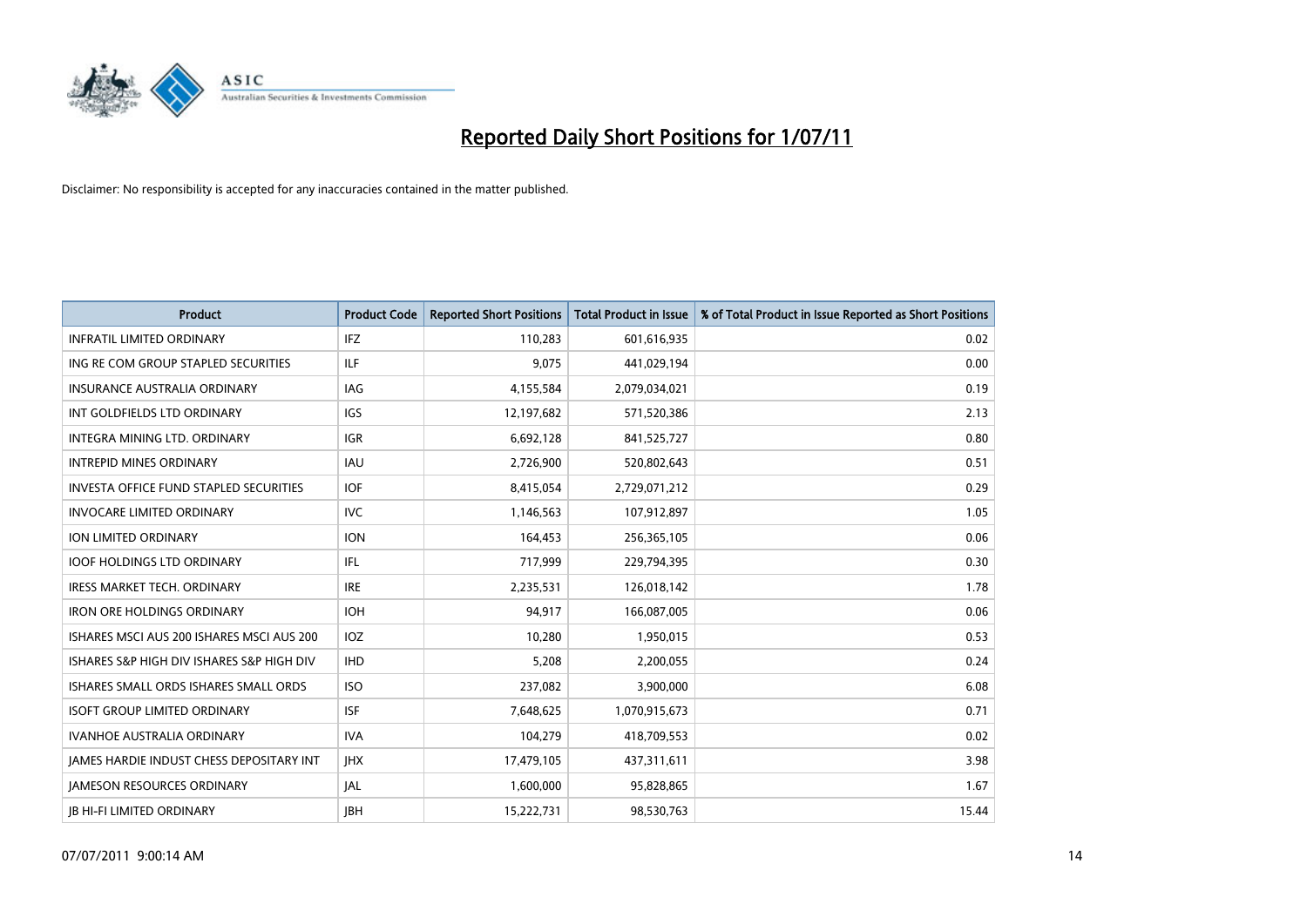# Reported Daily Short Positions for 1/07/11

Disclaimer: No responsibility is accepted for any inaccuracies contained in the matter published.

| Product | Product Code | Reported Short Positions | Total Product in Issue | % of Total Product in Issue Reported as Short Positions |
|---|---|---|---|---|
| INFRATIL LIMITED ORDINARY | IFZ | 110,283 | 601,616,935 | 0.02 |
| ING RE COM GROUP STAPLED SECURITIES | ILF | 9,075 | 441,029,194 | 0.00 |
| INSURANCE AUSTRALIA ORDINARY | IAG | 4,155,584 | 2,079,034,021 | 0.19 |
| INT GOLDFIELDS LTD ORDINARY | IGS | 12,197,682 | 571,520,386 | 2.13 |
| INTEGRA MINING LTD. ORDINARY | IGR | 6,692,128 | 841,525,727 | 0.80 |
| INTREPID MINES ORDINARY | IAU | 2,726,900 | 520,802,643 | 0.51 |
| INVESTA OFFICE FUND STAPLED SECURITIES | IOF | 8,415,054 | 2,729,071,212 | 0.29 |
| INVOCARE LIMITED ORDINARY | IVC | 1,146,563 | 107,912,897 | 1.05 |
| ION LIMITED ORDINARY | ION | 164,453 | 256,365,105 | 0.06 |
| IOOF HOLDINGS LTD ORDINARY | IFL | 717,999 | 229,794,395 | 0.30 |
| IRESS MARKET TECH. ORDINARY | IRE | 2,235,531 | 126,018,142 | 1.78 |
| IRON ORE HOLDINGS ORDINARY | IOH | 94,917 | 166,087,005 | 0.06 |
| ISHARES MSCI AUS 200 ISHARES MSCI AUS 200 | IOZ | 10,280 | 1,950,015 | 0.53 |
| ISHARES S&P HIGH DIV ISHARES S&P HIGH DIV | IHD | 5,208 | 2,200,055 | 0.24 |
| ISHARES SMALL ORDS ISHARES SMALL ORDS | ISO | 237,082 | 3,900,000 | 6.08 |
| ISOFT GROUP LIMITED ORDINARY | ISF | 7,648,625 | 1,070,915,673 | 0.71 |
| IVANHOE AUSTRALIA ORDINARY | IVA | 104,279 | 418,709,553 | 0.02 |
| JAMES HARDIE INDUST CHESS DEPOSITARY INT | JHX | 17,479,105 | 437,311,611 | 3.98 |
| JAMESON RESOURCES ORDINARY | JAL | 1,600,000 | 95,828,865 | 1.67 |
| JB HI-FI LIMITED ORDINARY | JBH | 15,222,731 | 98,530,763 | 15.44 |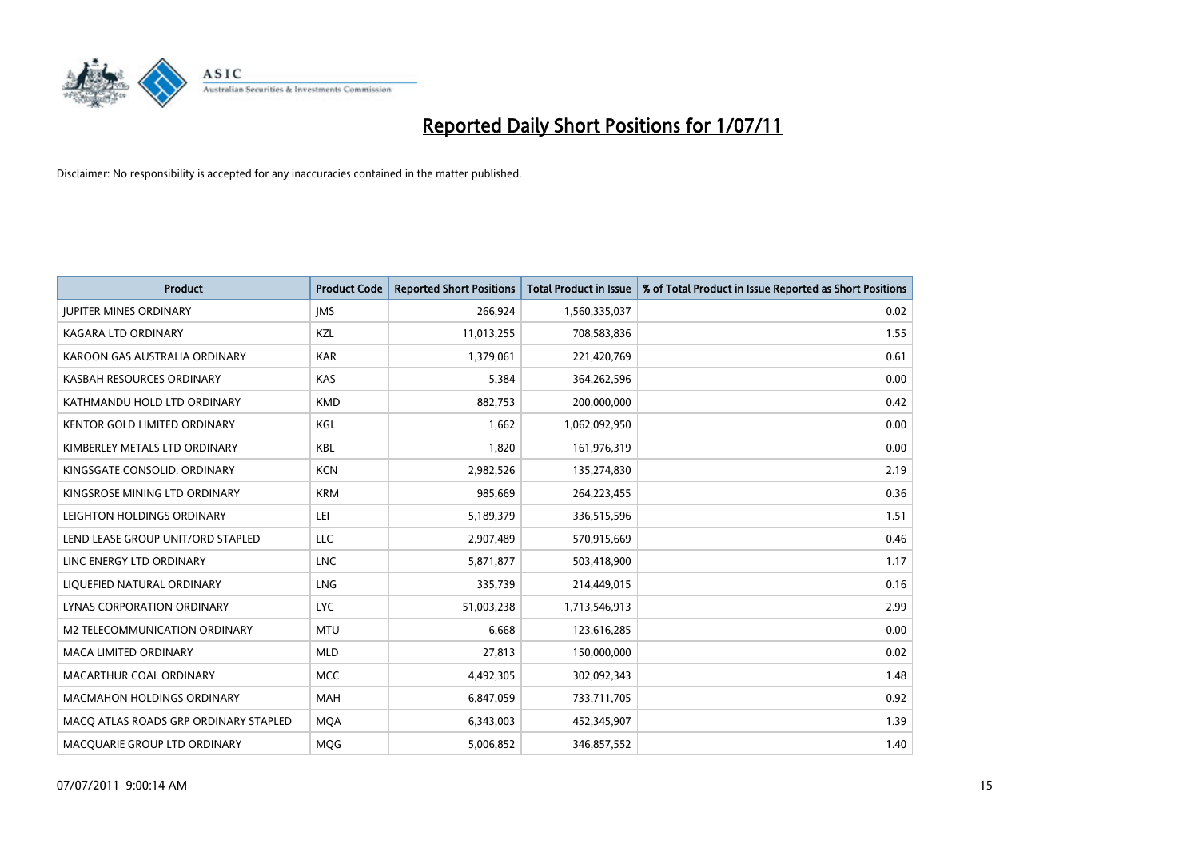# Reported Daily Short Positions for 1/07/11

Disclaimer: No responsibility is accepted for any inaccuracies contained in the matter published.

| Product | Product Code | Reported Short Positions | Total Product in Issue | % of Total Product in Issue Reported as Short Positions |
|---|---|---|---|---|
| JUPITER MINES ORDINARY | JMS | 266,924 | 1,560,335,037 | 0.02 |
| KAGARA LTD ORDINARY | KZL | 11,013,255 | 708,583,836 | 1.55 |
| KAROON GAS AUSTRALIA ORDINARY | KAR | 1,379,061 | 221,420,769 | 0.61 |
| KASBAH RESOURCES ORDINARY | KAS | 5,384 | 364,262,596 | 0.00 |
| KATHMANDU HOLD LTD ORDINARY | KMD | 882,753 | 200,000,000 | 0.42 |
| KENTOR GOLD LIMITED ORDINARY | KGL | 1,662 | 1,062,092,950 | 0.00 |
| KIMBERLEY METALS LTD ORDINARY | KBL | 1,820 | 161,976,319 | 0.00 |
| KINGSGATE CONSOLID. ORDINARY | KCN | 2,982,526 | 135,274,830 | 2.19 |
| KINGSROSE MINING LTD ORDINARY | KRM | 985,669 | 264,223,455 | 0.36 |
| LEIGHTON HOLDINGS ORDINARY | LEI | 5,189,379 | 336,515,596 | 1.51 |
| LEND LEASE GROUP UNIT/ORD STAPLED | LLC | 2,907,489 | 570,915,669 | 0.46 |
| LINC ENERGY LTD ORDINARY | LNC | 5,871,877 | 503,418,900 | 1.17 |
| LIQUEFIED NATURAL ORDINARY | LNG | 335,739 | 214,449,015 | 0.16 |
| LYNAS CORPORATION ORDINARY | LYC | 51,003,238 | 1,713,546,913 | 2.99 |
| M2 TELECOMMUNICATION ORDINARY | MTU | 6,668 | 123,616,285 | 0.00 |
| MACA LIMITED ORDINARY | MLD | 27,813 | 150,000,000 | 0.02 |
| MACARTHUR COAL ORDINARY | MCC | 4,492,305 | 302,092,343 | 1.48 |
| MACMAHON HOLDINGS ORDINARY | MAH | 6,847,059 | 733,711,705 | 0.92 |
| MACQ ATLAS ROADS GRP ORDINARY STAPLED | MQA | 6,343,003 | 452,345,907 | 1.39 |
| MACQUARIE GROUP LTD ORDINARY | MQG | 5,006,852 | 346,857,552 | 1.40 |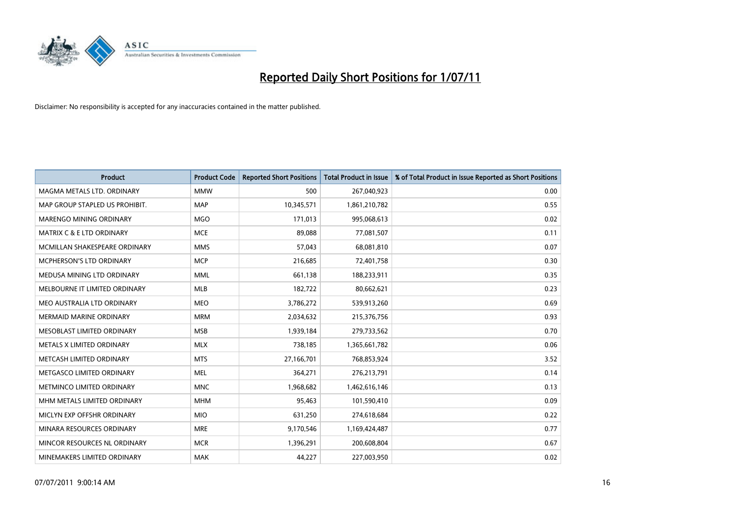# Reported Daily Short Positions for 1/07/11

Disclaimer: No responsibility is accepted for any inaccuracies contained in the matter published.

| Product | Product Code | Reported Short Positions | Total Product in Issue | % of Total Product in Issue Reported as Short Positions |
|---|---|---|---|---|
| MAGMA METALS LTD. ORDINARY | MMW | 500 | 267,040,923 | 0.00 |
| MAP GROUP STAPLED US PROHIBIT. | MAP | 10,345,571 | 1,861,210,782 | 0.55 |
| MARENGO MINING ORDINARY | MGO | 171,013 | 995,068,613 | 0.02 |
| MATRIX C & E LTD ORDINARY | MCE | 89,088 | 77,081,507 | 0.11 |
| MCMILLAN SHAKESPEARE ORDINARY | MMS | 57,043 | 68,081,810 | 0.07 |
| MCPHERSON'S LTD ORDINARY | MCP | 216,685 | 72,401,758 | 0.30 |
| MEDUSA MINING LTD ORDINARY | MML | 661,138 | 188,233,911 | 0.35 |
| MELBOURNE IT LIMITED ORDINARY | MLB | 182,722 | 80,662,621 | 0.23 |
| MEO AUSTRALIA LTD ORDINARY | MEO | 3,786,272 | 539,913,260 | 0.69 |
| MERMAID MARINE ORDINARY | MRM | 2,034,632 | 215,376,756 | 0.93 |
| MESOBLAST LIMITED ORDINARY | MSB | 1,939,184 | 279,733,562 | 0.70 |
| METALS X LIMITED ORDINARY | MLX | 738,185 | 1,365,661,782 | 0.06 |
| METCASH LIMITED ORDINARY | MTS | 27,166,701 | 768,853,924 | 3.52 |
| METGASCO LIMITED ORDINARY | MEL | 364,271 | 276,213,791 | 0.14 |
| METMINCO LIMITED ORDINARY | MNC | 1,968,682 | 1,462,616,146 | 0.13 |
| MHM METALS LIMITED ORDINARY | MHM | 95,463 | 101,590,410 | 0.09 |
| MICLYN EXP OFFSHR ORDINARY | MIO | 631,250 | 274,618,684 | 0.22 |
| MINARA RESOURCES ORDINARY | MRE | 9,170,546 | 1,169,424,487 | 0.77 |
| MINCOR RESOURCES NL ORDINARY | MCR | 1,396,291 | 200,608,804 | 0.67 |
| MINEMAKERS LIMITED ORDINARY | MAK | 44,227 | 227,003,950 | 0.02 |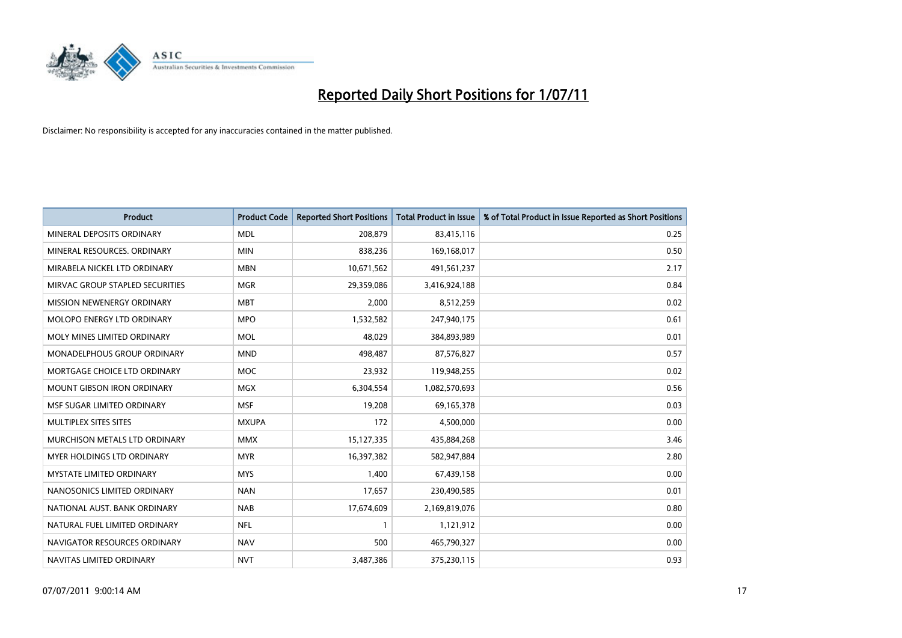# Reported Daily Short Positions for 1/07/11

Disclaimer: No responsibility is accepted for any inaccuracies contained in the matter published.

| Product | Product Code | Reported Short Positions | Total Product in Issue | % of Total Product in Issue Reported as Short Positions |
|---|---|---|---|---|
| MINERAL DEPOSITS ORDINARY | MDL | 208,879 | 83,415,116 | 0.25 |
| MINERAL RESOURCES. ORDINARY | MIN | 838,236 | 169,168,017 | 0.50 |
| MIRABELA NICKEL LTD ORDINARY | MBN | 10,671,562 | 491,561,237 | 2.17 |
| MIRVAC GROUP STAPLED SECURITIES | MGR | 29,359,086 | 3,416,924,188 | 0.84 |
| MISSION NEWENERGY ORDINARY | MBT | 2,000 | 8,512,259 | 0.02 |
| MOLOPO ENERGY LTD ORDINARY | MPO | 1,532,582 | 247,940,175 | 0.61 |
| MOLY MINES LIMITED ORDINARY | MOL | 48,029 | 384,893,989 | 0.01 |
| MONADELPHOUS GROUP ORDINARY | MND | 498,487 | 87,576,827 | 0.57 |
| MORTGAGE CHOICE LTD ORDINARY | MOC | 23,932 | 119,948,255 | 0.02 |
| MOUNT GIBSON IRON ORDINARY | MGX | 6,304,554 | 1,082,570,693 | 0.56 |
| MSF SUGAR LIMITED ORDINARY | MSF | 19,208 | 69,165,378 | 0.03 |
| MULTIPLEX SITES SITES | MXUPA | 172 | 4,500,000 | 0.00 |
| MURCHISON METALS LTD ORDINARY | MMX | 15,127,335 | 435,884,268 | 3.46 |
| MYER HOLDINGS LTD ORDINARY | MYR | 16,397,382 | 582,947,884 | 2.80 |
| MYSTATE LIMITED ORDINARY | MYS | 1,400 | 67,439,158 | 0.00 |
| NANOSONICS LIMITED ORDINARY | NAN | 17,657 | 230,490,585 | 0.01 |
| NATIONAL AUST. BANK ORDINARY | NAB | 17,674,609 | 2,169,819,076 | 0.80 |
| NATURAL FUEL LIMITED ORDINARY | NFL | 1 | 1,121,912 | 0.00 |
| NAVIGATOR RESOURCES ORDINARY | NAV | 500 | 465,790,327 | 0.00 |
| NAVITAS LIMITED ORDINARY | NVT | 3,487,386 | 375,230,115 | 0.93 |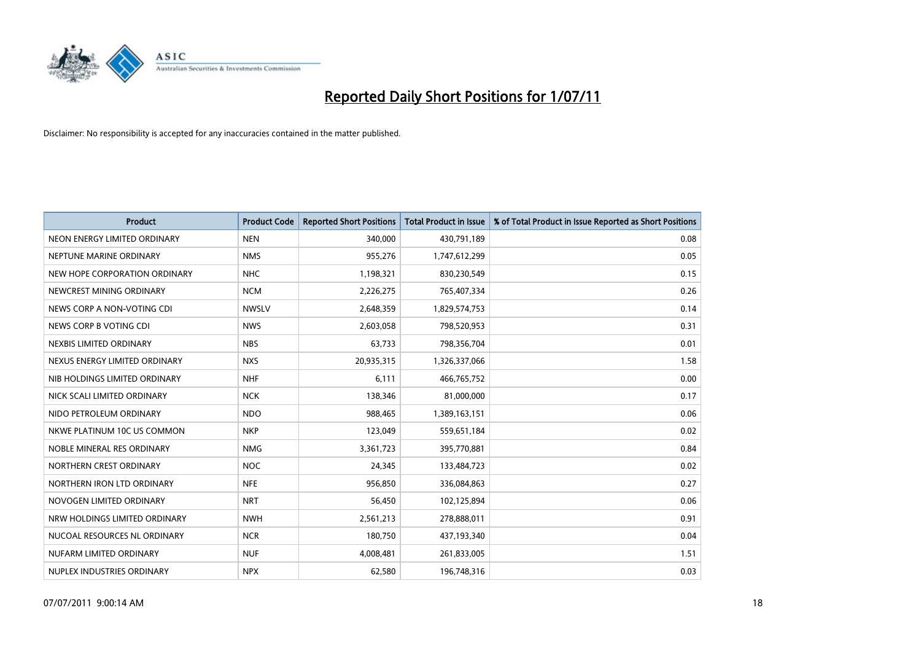# Reported Daily Short Positions for 1/07/11

Disclaimer: No responsibility is accepted for any inaccuracies contained in the matter published.

| Product | Product Code | Reported Short Positions | Total Product in Issue | % of Total Product in Issue Reported as Short Positions |
|---|---|---|---|---|
| NEON ENERGY LIMITED ORDINARY | NEN | 340,000 | 430,791,189 | 0.08 |
| NEPTUNE MARINE ORDINARY | NMS | 955,276 | 1,747,612,299 | 0.05 |
| NEW HOPE CORPORATION ORDINARY | NHC | 1,198,321 | 830,230,549 | 0.15 |
| NEWCREST MINING ORDINARY | NCM | 2,226,275 | 765,407,334 | 0.26 |
| NEWS CORP A NON-VOTING CDI | NWSLV | 2,648,359 | 1,829,574,753 | 0.14 |
| NEWS CORP B VOTING CDI | NWS | 2,603,058 | 798,520,953 | 0.31 |
| NEXBIS LIMITED ORDINARY | NBS | 63,733 | 798,356,704 | 0.01 |
| NEXUS ENERGY LIMITED ORDINARY | NXS | 20,935,315 | 1,326,337,066 | 1.58 |
| NIB HOLDINGS LIMITED ORDINARY | NHF | 6,111 | 466,765,752 | 0.00 |
| NICK SCALI LIMITED ORDINARY | NCK | 138,346 | 81,000,000 | 0.17 |
| NIDO PETROLEUM ORDINARY | NDO | 988,465 | 1,389,163,151 | 0.06 |
| NKWE PLATINUM 10C US COMMON | NKP | 123,049 | 559,651,184 | 0.02 |
| NOBLE MINERAL RES ORDINARY | NMG | 3,361,723 | 395,770,881 | 0.84 |
| NORTHERN CREST ORDINARY | NOC | 24,345 | 133,484,723 | 0.02 |
| NORTHERN IRON LTD ORDINARY | NFE | 956,850 | 336,084,863 | 0.27 |
| NOVOGEN LIMITED ORDINARY | NRT | 56,450 | 102,125,894 | 0.06 |
| NRW HOLDINGS LIMITED ORDINARY | NWH | 2,561,213 | 278,888,011 | 0.91 |
| NUCOAL RESOURCES NL ORDINARY | NCR | 180,750 | 437,193,340 | 0.04 |
| NUFARM LIMITED ORDINARY | NUF | 4,008,481 | 261,833,005 | 1.51 |
| NUPLEX INDUSTRIES ORDINARY | NPX | 62,580 | 196,748,316 | 0.03 |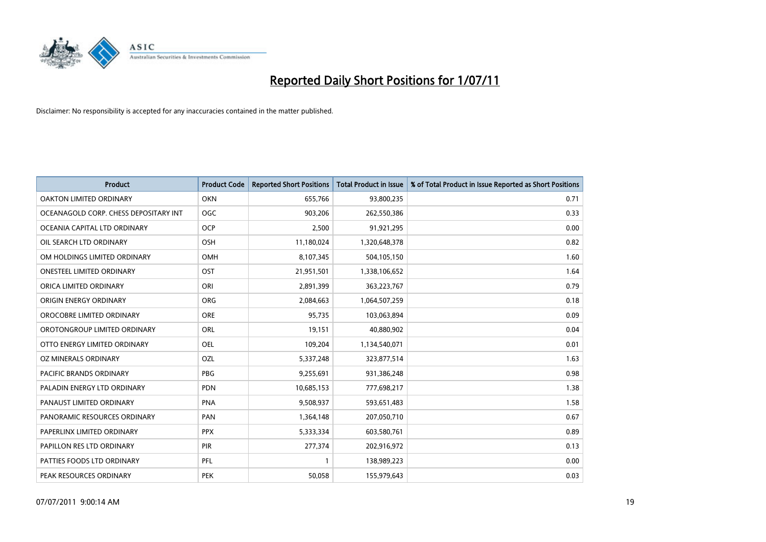# Reported Daily Short Positions for 1/07/11

Disclaimer: No responsibility is accepted for any inaccuracies contained in the matter published.

| Product | Product Code | Reported Short Positions | Total Product in Issue | % of Total Product in Issue Reported as Short Positions |
|---|---|---|---|---|
| OAKTON LIMITED ORDINARY | OKN | 655,766 | 93,800,235 | 0.71 |
| OCEANAGOLD CORP. CHESS DEPOSITARY INT | OGC | 903,206 | 262,550,386 | 0.33 |
| OCEANIA CAPITAL LTD ORDINARY | OCP | 2,500 | 91,921,295 | 0.00 |
| OIL SEARCH LTD ORDINARY | OSH | 11,180,024 | 1,320,648,378 | 0.82 |
| OM HOLDINGS LIMITED ORDINARY | OMH | 8,107,345 | 504,105,150 | 1.60 |
| ONESTEEL LIMITED ORDINARY | OST | 21,951,501 | 1,338,106,652 | 1.64 |
| ORICA LIMITED ORDINARY | ORI | 2,891,399 | 363,223,767 | 0.79 |
| ORIGIN ENERGY ORDINARY | ORG | 2,084,663 | 1,064,507,259 | 0.18 |
| OROCOBRE LIMITED ORDINARY | ORE | 95,735 | 103,063,894 | 0.09 |
| OROTONGROUP LIMITED ORDINARY | ORL | 19,151 | 40,880,902 | 0.04 |
| OTTO ENERGY LIMITED ORDINARY | OEL | 109,204 | 1,134,540,071 | 0.01 |
| OZ MINERALS ORDINARY | OZL | 5,337,248 | 323,877,514 | 1.63 |
| PACIFIC BRANDS ORDINARY | PBG | 9,255,691 | 931,386,248 | 0.98 |
| PALADIN ENERGY LTD ORDINARY | PDN | 10,685,153 | 777,698,217 | 1.38 |
| PANAUST LIMITED ORDINARY | PNA | 9,508,937 | 593,651,483 | 1.58 |
| PANORAMIC RESOURCES ORDINARY | PAN | 1,364,148 | 207,050,710 | 0.67 |
| PAPERLINX LIMITED ORDINARY | PPX | 5,333,334 | 603,580,761 | 0.89 |
| PAPILLON RES LTD ORDINARY | PIR | 277,374 | 202,916,972 | 0.13 |
| PATTIES FOODS LTD ORDINARY | PFL | 1 | 138,989,223 | 0.00 |
| PEAK RESOURCES ORDINARY | PEK | 50,058 | 155,979,643 | 0.03 |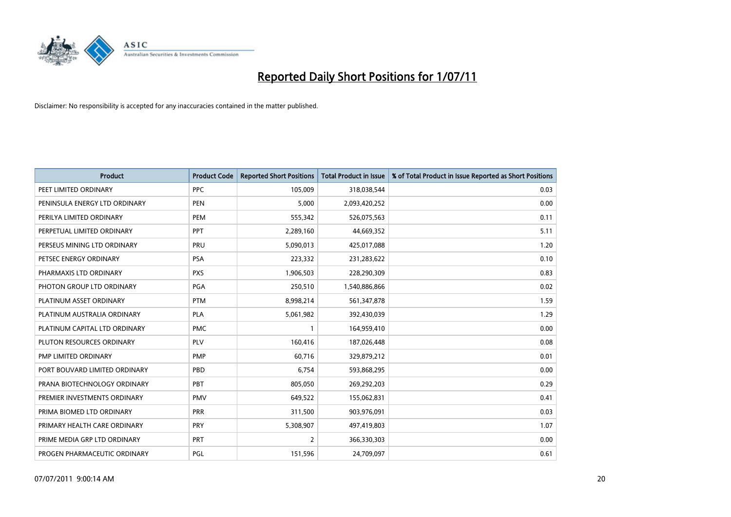# Reported Daily Short Positions for 1/07/11

Disclaimer: No responsibility is accepted for any inaccuracies contained in the matter published.

| Product | Product Code | Reported Short Positions | Total Product in Issue | % of Total Product in Issue Reported as Short Positions |
|---|---|---|---|---|
| PEET LIMITED ORDINARY | PPC | 105,009 | 318,038,544 | 0.03 |
| PENINSULA ENERGY LTD ORDINARY | PEN | 5,000 | 2,093,420,252 | 0.00 |
| PERILYA LIMITED ORDINARY | PEM | 555,342 | 526,075,563 | 0.11 |
| PERPETUAL LIMITED ORDINARY | PPT | 2,289,160 | 44,669,352 | 5.11 |
| PERSEUS MINING LTD ORDINARY | PRU | 5,090,013 | 425,017,088 | 1.20 |
| PETSEC ENERGY ORDINARY | PSA | 223,332 | 231,283,622 | 0.10 |
| PHARMAXIS LTD ORDINARY | PXS | 1,906,503 | 228,290,309 | 0.83 |
| PHOTON GROUP LTD ORDINARY | PGA | 250,510 | 1,540,886,866 | 0.02 |
| PLATINUM ASSET ORDINARY | PTM | 8,998,214 | 561,347,878 | 1.59 |
| PLATINUM AUSTRALIA ORDINARY | PLA | 5,061,982 | 392,430,039 | 1.29 |
| PLATINUM CAPITAL LTD ORDINARY | PMC | 1 | 164,959,410 | 0.00 |
| PLUTON RESOURCES ORDINARY | PLV | 160,416 | 187,026,448 | 0.08 |
| PMP LIMITED ORDINARY | PMP | 60,716 | 329,879,212 | 0.01 |
| PORT BOUVARD LIMITED ORDINARY | PBD | 6,754 | 593,868,295 | 0.00 |
| PRANA BIOTECHNOLOGY ORDINARY | PBT | 805,050 | 269,292,203 | 0.29 |
| PREMIER INVESTMENTS ORDINARY | PMV | 649,522 | 155,062,831 | 0.41 |
| PRIMA BIOMED LTD ORDINARY | PRR | 311,500 | 903,976,091 | 0.03 |
| PRIMARY HEALTH CARE ORDINARY | PRY | 5,308,907 | 497,419,803 | 1.07 |
| PRIME MEDIA GRP LTD ORDINARY | PRT | 2 | 366,330,303 | 0.00 |
| PROGEN PHARMACEUTIC ORDINARY | PGL | 151,596 | 24,709,097 | 0.61 |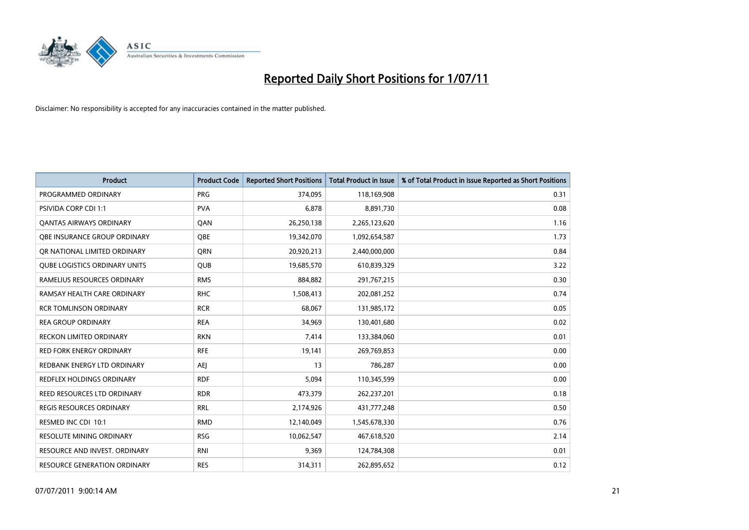# Reported Daily Short Positions for 1/07/11

Disclaimer: No responsibility is accepted for any inaccuracies contained in the matter published.

| Product | Product Code | Reported Short Positions | Total Product in Issue | % of Total Product in Issue Reported as Short Positions |
|---|---|---|---|---|
| PROGRAMMED ORDINARY | PRG | 374,095 | 118,169,908 | 0.31 |
| PSIVIDA CORP CDI 1:1 | PVA | 6,878 | 8,891,730 | 0.08 |
| QANTAS AIRWAYS ORDINARY | QAN | 26,250,138 | 2,265,123,620 | 1.16 |
| QBE INSURANCE GROUP ORDINARY | QBE | 19,342,070 | 1,092,654,587 | 1.73 |
| QR NATIONAL LIMITED ORDINARY | QRN | 20,920,213 | 2,440,000,000 | 0.84 |
| QUBE LOGISTICS ORDINARY UNITS | QUB | 19,685,570 | 610,839,329 | 3.22 |
| RAMELIUS RESOURCES ORDINARY | RMS | 884,882 | 291,767,215 | 0.30 |
| RAMSAY HEALTH CARE ORDINARY | RHC | 1,508,413 | 202,081,252 | 0.74 |
| RCR TOMLINSON ORDINARY | RCR | 68,067 | 131,985,172 | 0.05 |
| REA GROUP ORDINARY | REA | 34,969 | 130,401,680 | 0.02 |
| RECKON LIMITED ORDINARY | RKN | 7,414 | 133,384,060 | 0.01 |
| RED FORK ENERGY ORDINARY | RFE | 19,141 | 269,769,853 | 0.00 |
| REDBANK ENERGY LTD ORDINARY | AEJ | 13 | 786,287 | 0.00 |
| REDFLEX HOLDINGS ORDINARY | RDF | 5,094 | 110,345,599 | 0.00 |
| REED RESOURCES LTD ORDINARY | RDR | 473,379 | 262,237,201 | 0.18 |
| REGIS RESOURCES ORDINARY | RRL | 2,174,926 | 431,777,248 | 0.50 |
| RESMED INC CDI 10:1 | RMD | 12,140,049 | 1,545,678,330 | 0.76 |
| RESOLUTE MINING ORDINARY | RSG | 10,062,547 | 467,618,520 | 2.14 |
| RESOURCE AND INVEST. ORDINARY | RNI | 9,369 | 124,784,308 | 0.01 |
| RESOURCE GENERATION ORDINARY | RES | 314,311 | 262,895,652 | 0.12 |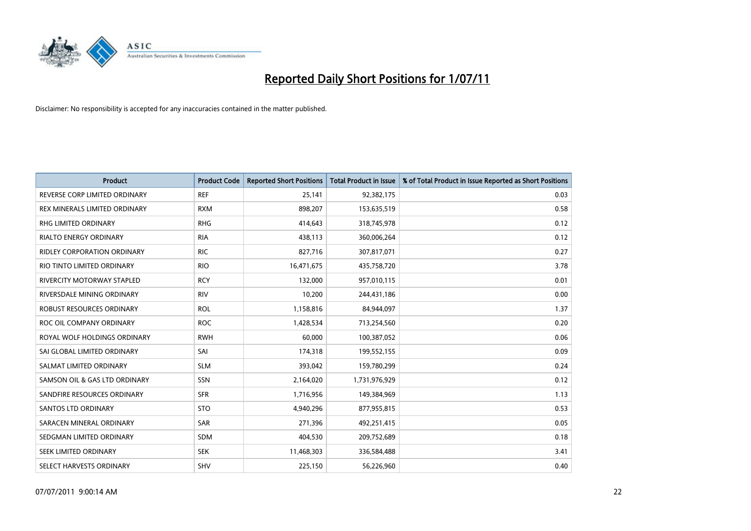# Reported Daily Short Positions for 1/07/11

Disclaimer: No responsibility is accepted for any inaccuracies contained in the matter published.

| Product | Product Code | Reported Short Positions | Total Product in Issue | % of Total Product in Issue Reported as Short Positions |
| --- | --- | --- | --- | --- |
| REVERSE CORP LIMITED ORDINARY | REF | 25,141 | 92,382,175 | 0.03 |
| REX MINERALS LIMITED ORDINARY | RXM | 898,207 | 153,635,519 | 0.58 |
| RHG LIMITED ORDINARY | RHG | 414,643 | 318,745,978 | 0.12 |
| RIALTO ENERGY ORDINARY | RIA | 438,113 | 360,006,264 | 0.12 |
| RIDLEY CORPORATION ORDINARY | RIC | 827,716 | 307,817,071 | 0.27 |
| RIO TINTO LIMITED ORDINARY | RIO | 16,471,675 | 435,758,720 | 3.78 |
| RIVERCITY MOTORWAY STAPLED | RCY | 132,000 | 957,010,115 | 0.01 |
| RIVERSDALE MINING ORDINARY | RIV | 10,200 | 244,431,186 | 0.00 |
| ROBUST RESOURCES ORDINARY | ROL | 1,158,816 | 84,944,097 | 1.37 |
| ROC OIL COMPANY ORDINARY | ROC | 1,428,534 | 713,254,560 | 0.20 |
| ROYAL WOLF HOLDINGS ORDINARY | RWH | 60,000 | 100,387,052 | 0.06 |
| SAI GLOBAL LIMITED ORDINARY | SAI | 174,318 | 199,552,155 | 0.09 |
| SALMAT LIMITED ORDINARY | SLM | 393,042 | 159,780,299 | 0.24 |
| SAMSON OIL & GAS LTD ORDINARY | SSN | 2,164,020 | 1,731,976,929 | 0.12 |
| SANDFIRE RESOURCES ORDINARY | SFR | 1,716,956 | 149,384,969 | 1.13 |
| SANTOS LTD ORDINARY | STO | 4,940,296 | 877,955,815 | 0.53 |
| SARACEN MINERAL ORDINARY | SAR | 271,396 | 492,251,415 | 0.05 |
| SEDGMAN LIMITED ORDINARY | SDM | 404,530 | 209,752,689 | 0.18 |
| SEEK LIMITED ORDINARY | SEK | 11,468,303 | 336,584,488 | 3.41 |
| SELECT HARVESTS ORDINARY | SHV | 225,150 | 56,226,960 | 0.40 |

07/07/2011 9:00:14 AM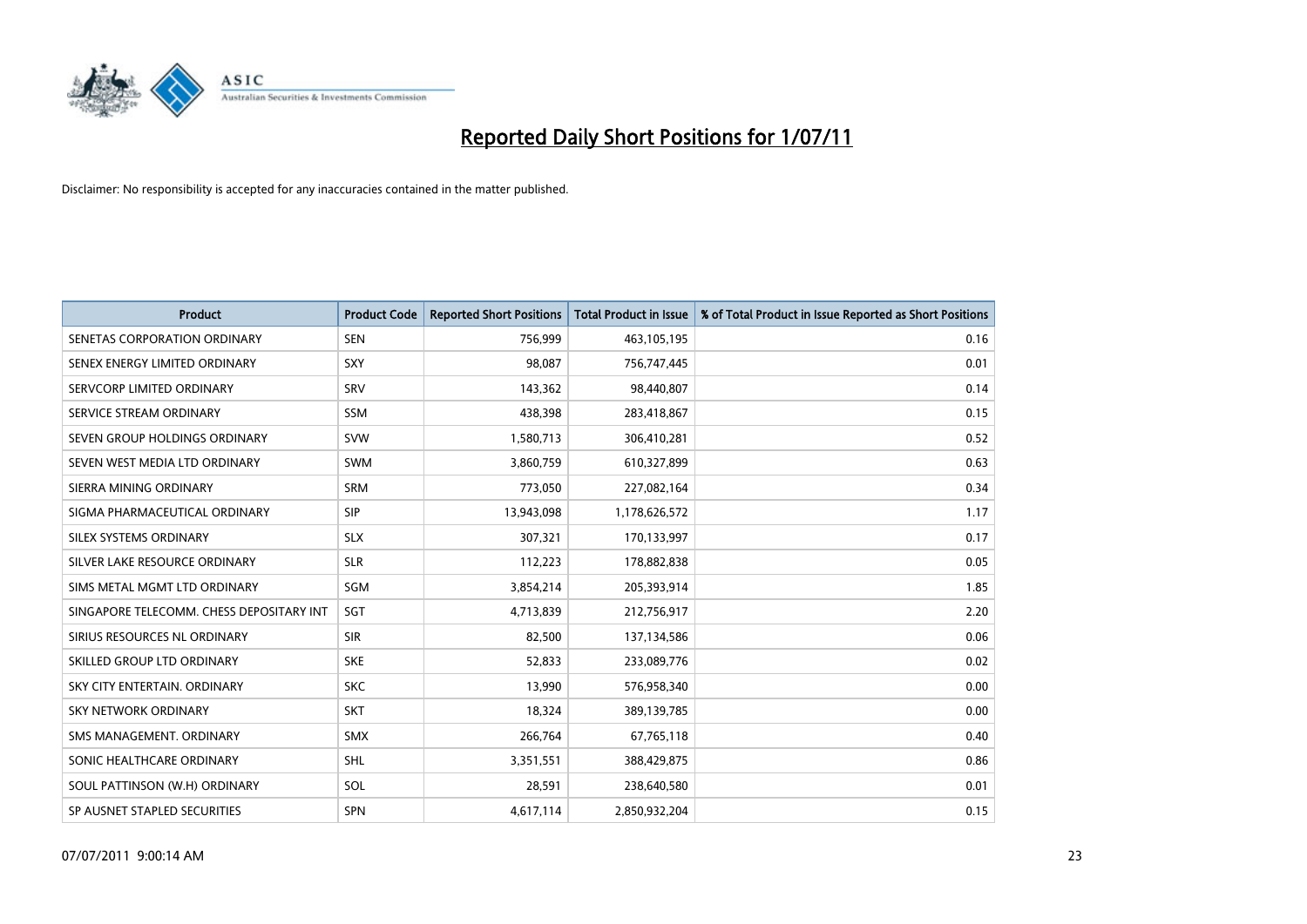# Reported Daily Short Positions for 1/07/11

Disclaimer: No responsibility is accepted for any inaccuracies contained in the matter published.

| Product | Product Code | Reported Short Positions | Total Product in Issue | % of Total Product in Issue Reported as Short Positions |
|---|---|---|---|---|
| SENETAS CORPORATION ORDINARY | SEN | 756,999 | 463,105,195 | 0.16 |
| SENEX ENERGY LIMITED ORDINARY | SXY | 98,087 | 756,747,445 | 0.01 |
| SERVCORP LIMITED ORDINARY | SRV | 143,362 | 98,440,807 | 0.14 |
| SERVICE STREAM ORDINARY | SSM | 438,398 | 283,418,867 | 0.15 |
| SEVEN GROUP HOLDINGS ORDINARY | SVW | 1,580,713 | 306,410,281 | 0.52 |
| SEVEN WEST MEDIA LTD ORDINARY | SWM | 3,860,759 | 610,327,899 | 0.63 |
| SIERRA MINING ORDINARY | SRM | 773,050 | 227,082,164 | 0.34 |
| SIGMA PHARMACEUTICAL ORDINARY | SIP | 13,943,098 | 1,178,626,572 | 1.17 |
| SILEX SYSTEMS ORDINARY | SLX | 307,321 | 170,133,997 | 0.17 |
| SILVER LAKE RESOURCE ORDINARY | SLR | 112,223 | 178,882,838 | 0.05 |
| SIMS METAL MGMT LTD ORDINARY | SGM | 3,854,214 | 205,393,914 | 1.85 |
| SINGAPORE TELECOMM. CHESS DEPOSITARY INT | SGT | 4,713,839 | 212,756,917 | 2.20 |
| SIRIUS RESOURCES NL ORDINARY | SIR | 82,500 | 137,134,586 | 0.06 |
| SKILLED GROUP LTD ORDINARY | SKE | 52,833 | 233,089,776 | 0.02 |
| SKY CITY ENTERTAIN. ORDINARY | SKC | 13,990 | 576,958,340 | 0.00 |
| SKY NETWORK ORDINARY | SKT | 18,324 | 389,139,785 | 0.00 |
| SMS MANAGEMENT. ORDINARY | SMX | 266,764 | 67,765,118 | 0.40 |
| SONIC HEALTHCARE ORDINARY | SHL | 3,351,551 | 388,429,875 | 0.86 |
| SOUL PATTINSON (W.H) ORDINARY | SOL | 28,591 | 238,640,580 | 0.01 |
| SP AUSNET STAPLED SECURITIES | SPN | 4,617,114 | 2,850,932,204 | 0.15 |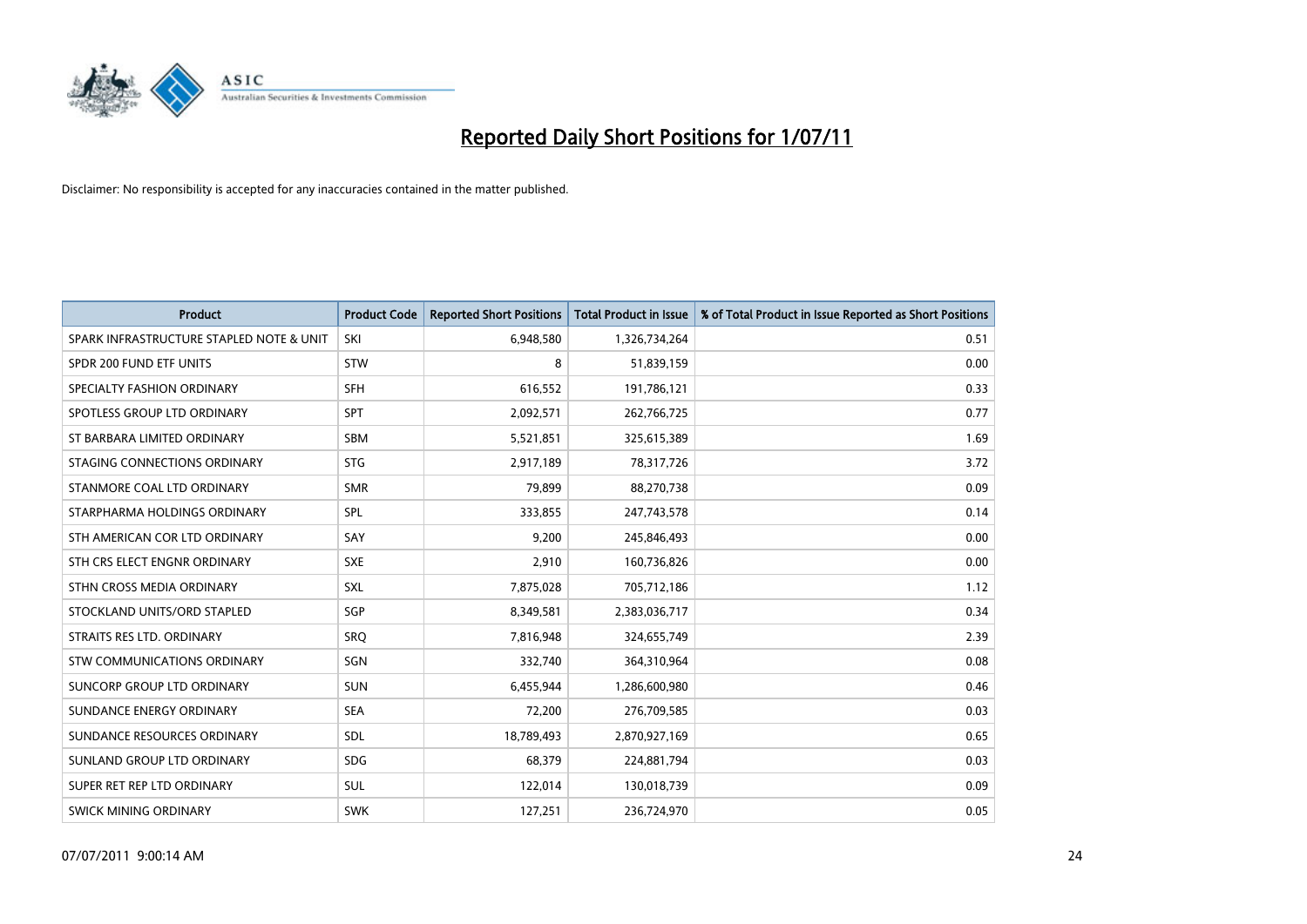# Reported Daily Short Positions for 1/07/11

Disclaimer: No responsibility is accepted for any inaccuracies contained in the matter published.

| Product | Product Code | Reported Short Positions | Total Product in Issue | % of Total Product in Issue Reported as Short Positions |
|---|---|---|---|---|
| SPARK INFRASTRUCTURE STAPLED NOTE & UNIT | SKI | 6,948,580 | 1,326,734,264 | 0.51 |
| SPDR 200 FUND ETF UNITS | STW | 8 | 51,839,159 | 0.00 |
| SPECIALTY FASHION ORDINARY | SFH | 616,552 | 191,786,121 | 0.33 |
| SPOTLESS GROUP LTD ORDINARY | SPT | 2,092,571 | 262,766,725 | 0.77 |
| ST BARBARA LIMITED ORDINARY | SBM | 5,521,851 | 325,615,389 | 1.69 |
| STAGING CONNECTIONS ORDINARY | STG | 2,917,189 | 78,317,726 | 3.72 |
| STANMORE COAL LTD ORDINARY | SMR | 79,899 | 88,270,738 | 0.09 |
| STARPHARMA HOLDINGS ORDINARY | SPL | 333,855 | 247,743,578 | 0.14 |
| STH AMERICAN COR LTD ORDINARY | SAY | 9,200 | 245,846,493 | 0.00 |
| STH CRS ELECT ENGNR ORDINARY | SXE | 2,910 | 160,736,826 | 0.00 |
| STHN CROSS MEDIA ORDINARY | SXL | 7,875,028 | 705,712,186 | 1.12 |
| STOCKLAND UNITS/ORD STAPLED | SGP | 8,349,581 | 2,383,036,717 | 0.34 |
| STRAITS RES LTD. ORDINARY | SRQ | 7,816,948 | 324,655,749 | 2.39 |
| STW COMMUNICATIONS ORDINARY | SGN | 332,740 | 364,310,964 | 0.08 |
| SUNCORP GROUP LTD ORDINARY | SUN | 6,455,944 | 1,286,600,980 | 0.46 |
| SUNDANCE ENERGY ORDINARY | SEA | 72,200 | 276,709,585 | 0.03 |
| SUNDANCE RESOURCES ORDINARY | SDL | 18,789,493 | 2,870,927,169 | 0.65 |
| SUNLAND GROUP LTD ORDINARY | SDG | 68,379 | 224,881,794 | 0.03 |
| SUPER RET REP LTD ORDINARY | SUL | 122,014 | 130,018,739 | 0.09 |
| SWICK MINING ORDINARY | SWK | 127,251 | 236,724,970 | 0.05 |

07/07/2011 9:00:14 AM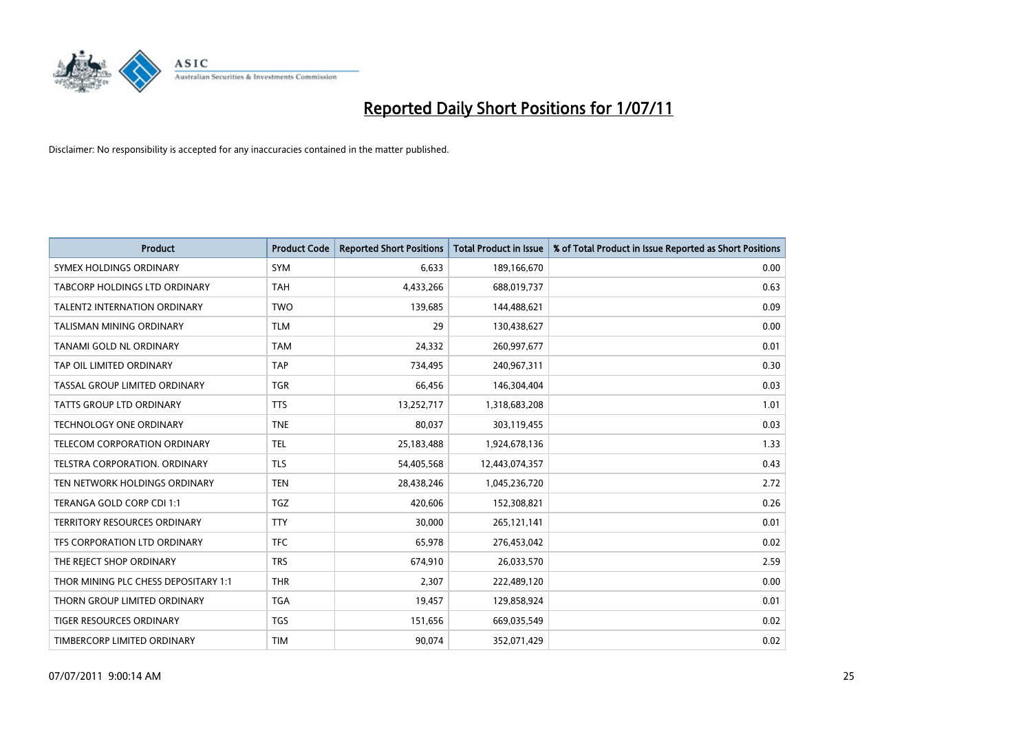# Reported Daily Short Positions for 1/07/11

Disclaimer: No responsibility is accepted for any inaccuracies contained in the matter published.

| Product | Product Code | Reported Short Positions | Total Product in Issue | % of Total Product in Issue Reported as Short Positions |
|---|---|---|---|---|
| SYMEX HOLDINGS ORDINARY | SYM | 6,633 | 189,166,670 | 0.00 |
| TABCORP HOLDINGS LTD ORDINARY | TAH | 4,433,266 | 688,019,737 | 0.63 |
| TALENT2 INTERNATION ORDINARY | TWO | 139,685 | 144,488,621 | 0.09 |
| TALISMAN MINING ORDINARY | TLM | 29 | 130,438,627 | 0.00 |
| TANAMI GOLD NL ORDINARY | TAM | 24,332 | 260,997,677 | 0.01 |
| TAP OIL LIMITED ORDINARY | TAP | 734,495 | 240,967,311 | 0.30 |
| TASSAL GROUP LIMITED ORDINARY | TGR | 66,456 | 146,304,404 | 0.03 |
| TATTS GROUP LTD ORDINARY | TTS | 13,252,717 | 1,318,683,208 | 1.01 |
| TECHNOLOGY ONE ORDINARY | TNE | 80,037 | 303,119,455 | 0.03 |
| TELECOM CORPORATION ORDINARY | TEL | 25,183,488 | 1,924,678,136 | 1.33 |
| TELSTRA CORPORATION. ORDINARY | TLS | 54,405,568 | 12,443,074,357 | 0.43 |
| TEN NETWORK HOLDINGS ORDINARY | TEN | 28,438,246 | 1,045,236,720 | 2.72 |
| TERANGA GOLD CORP CDI 1:1 | TGZ | 420,606 | 152,308,821 | 0.26 |
| TERRITORY RESOURCES ORDINARY | TTY | 30,000 | 265,121,141 | 0.01 |
| TFS CORPORATION LTD ORDINARY | TFC | 65,978 | 276,453,042 | 0.02 |
| THE REJECT SHOP ORDINARY | TRS | 674,910 | 26,033,570 | 2.59 |
| THOR MINING PLC CHESS DEPOSITARY 1:1 | THR | 2,307 | 222,489,120 | 0.00 |
| THORN GROUP LIMITED ORDINARY | TGA | 19,457 | 129,858,924 | 0.01 |
| TIGER RESOURCES ORDINARY | TGS | 151,656 | 669,035,549 | 0.02 |
| TIMBERCORP LIMITED ORDINARY | TIM | 90,074 | 352,071,429 | 0.02 |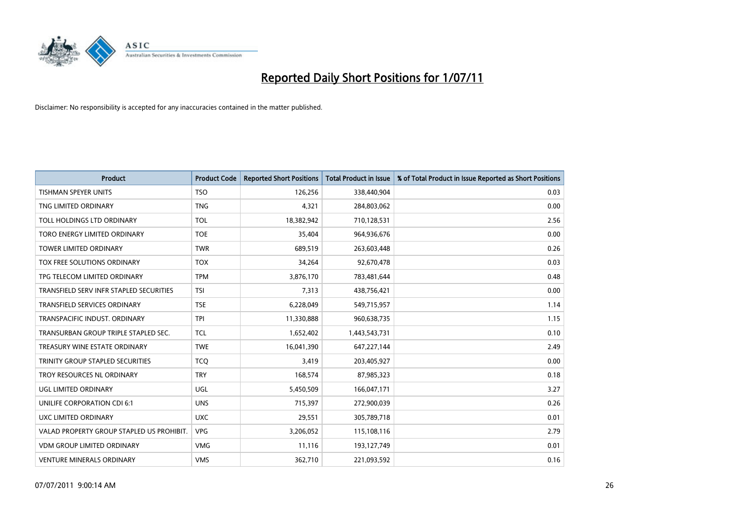# Reported Daily Short Positions for 1/07/11

Disclaimer: No responsibility is accepted for any inaccuracies contained in the matter published.

| Product | Product Code | Reported Short Positions | Total Product in Issue | % of Total Product in Issue Reported as Short Positions |
|---|---|---|---|---|
| TISHMAN SPEYER UNITS | TSO | 126,256 | 338,440,904 | 0.03 |
| TNG LIMITED ORDINARY | TNG | 4,321 | 284,803,062 | 0.00 |
| TOLL HOLDINGS LTD ORDINARY | TOL | 18,382,942 | 710,128,531 | 2.56 |
| TORO ENERGY LIMITED ORDINARY | TOE | 35,404 | 964,936,676 | 0.00 |
| TOWER LIMITED ORDINARY | TWR | 689,519 | 263,603,448 | 0.26 |
| TOX FREE SOLUTIONS ORDINARY | TOX | 34,264 | 92,670,478 | 0.03 |
| TPG TELECOM LIMITED ORDINARY | TPM | 3,876,170 | 783,481,644 | 0.48 |
| TRANSFIELD SERV INFR STAPLED SECURITIES | TSI | 7,313 | 438,756,421 | 0.00 |
| TRANSFIELD SERVICES ORDINARY | TSE | 6,228,049 | 549,715,957 | 1.14 |
| TRANSPACIFIC INDUST. ORDINARY | TPI | 11,330,888 | 960,638,735 | 1.15 |
| TRANSURBAN GROUP TRIPLE STAPLED SEC. | TCL | 1,652,402 | 1,443,543,731 | 0.10 |
| TREASURY WINE ESTATE ORDINARY | TWE | 16,041,390 | 647,227,144 | 2.49 |
| TRINITY GROUP STAPLED SECURITIES | TCQ | 3,419 | 203,405,927 | 0.00 |
| TROY RESOURCES NL ORDINARY | TRY | 168,574 | 87,985,323 | 0.18 |
| UGL LIMITED ORDINARY | UGL | 5,450,509 | 166,047,171 | 3.27 |
| UNILIFE CORPORATION CDI 6:1 | UNS | 715,397 | 272,900,039 | 0.26 |
| UXC LIMITED ORDINARY | UXC | 29,551 | 305,789,718 | 0.01 |
| VALAD PROPERTY GROUP STAPLED US PROHIBIT. | VPG | 3,206,052 | 115,108,116 | 2.79 |
| VDM GROUP LIMITED ORDINARY | VMG | 11,116 | 193,127,749 | 0.01 |
| VENTURE MINERALS ORDINARY | VMS | 362,710 | 221,093,592 | 0.16 |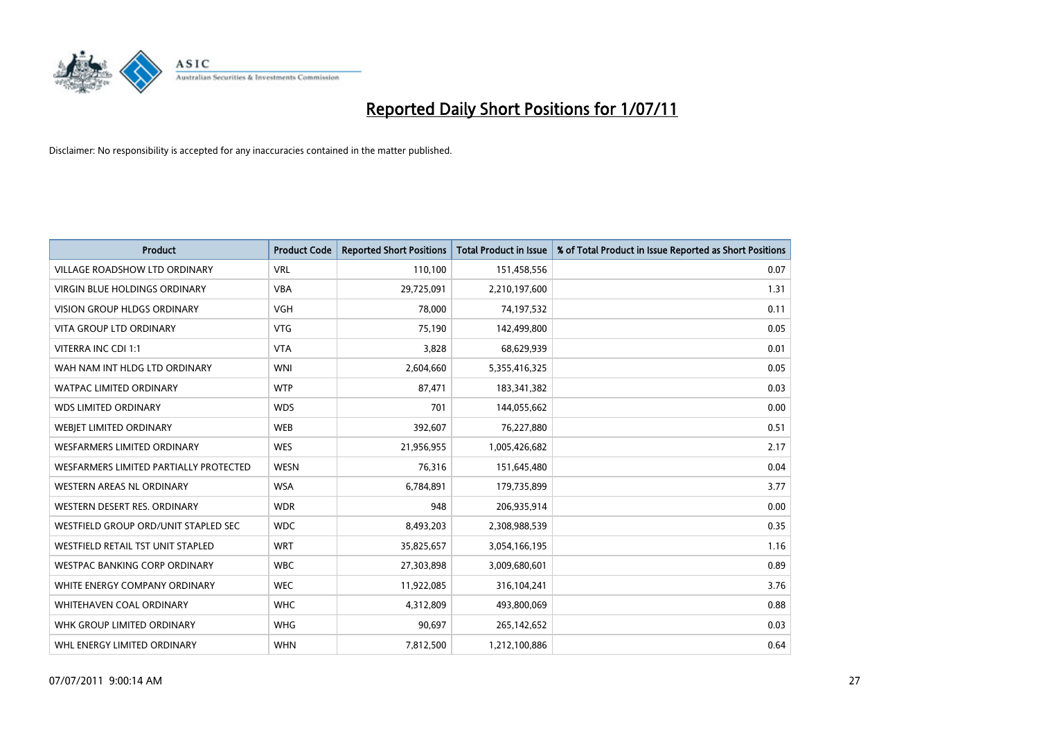# Reported Daily Short Positions for 1/07/11

Disclaimer: No responsibility is accepted for any inaccuracies contained in the matter published.

| Product | Product Code | Reported Short Positions | Total Product in Issue | % of Total Product in Issue Reported as Short Positions |
| --- | --- | --- | --- | --- |
| VILLAGE ROADSHOW LTD ORDINARY | VRL | 110,100 | 151,458,556 | 0.07 |
| VIRGIN BLUE HOLDINGS ORDINARY | VBA | 29,725,091 | 2,210,197,600 | 1.31 |
| VISION GROUP HLDGS ORDINARY | VGH | 78,000 | 74,197,532 | 0.11 |
| VITA GROUP LTD ORDINARY | VTG | 75,190 | 142,499,800 | 0.05 |
| VITERRA INC CDI 1:1 | VTA | 3,828 | 68,629,939 | 0.01 |
| WAH NAM INT HLDG LTD ORDINARY | WNI | 2,604,660 | 5,355,416,325 | 0.05 |
| WATPAC LIMITED ORDINARY | WTP | 87,471 | 183,341,382 | 0.03 |
| WDS LIMITED ORDINARY | WDS | 701 | 144,055,662 | 0.00 |
| WEBJET LIMITED ORDINARY | WEB | 392,607 | 76,227,880 | 0.51 |
| WESFARMERS LIMITED ORDINARY | WES | 21,956,955 | 1,005,426,682 | 2.17 |
| WESFARMERS LIMITED PARTIALLY PROTECTED | WESN | 76,316 | 151,645,480 | 0.04 |
| WESTERN AREAS NL ORDINARY | WSA | 6,784,891 | 179,735,899 | 3.77 |
| WESTERN DESERT RES. ORDINARY | WDR | 948 | 206,935,914 | 0.00 |
| WESTFIELD GROUP ORD/UNIT STAPLED SEC | WDC | 8,493,203 | 2,308,988,539 | 0.35 |
| WESTFIELD RETAIL TST UNIT STAPLED | WRT | 35,825,657 | 3,054,166,195 | 1.16 |
| WESTPAC BANKING CORP ORDINARY | WBC | 27,303,898 | 3,009,680,601 | 0.89 |
| WHITE ENERGY COMPANY ORDINARY | WEC | 11,922,085 | 316,104,241 | 3.76 |
| WHITEHAVEN COAL ORDINARY | WHC | 4,312,809 | 493,800,069 | 0.88 |
| WHK GROUP LIMITED ORDINARY | WHG | 90,697 | 265,142,652 | 0.03 |
| WHL ENERGY LIMITED ORDINARY | WHN | 7,812,500 | 1,212,100,886 | 0.64 |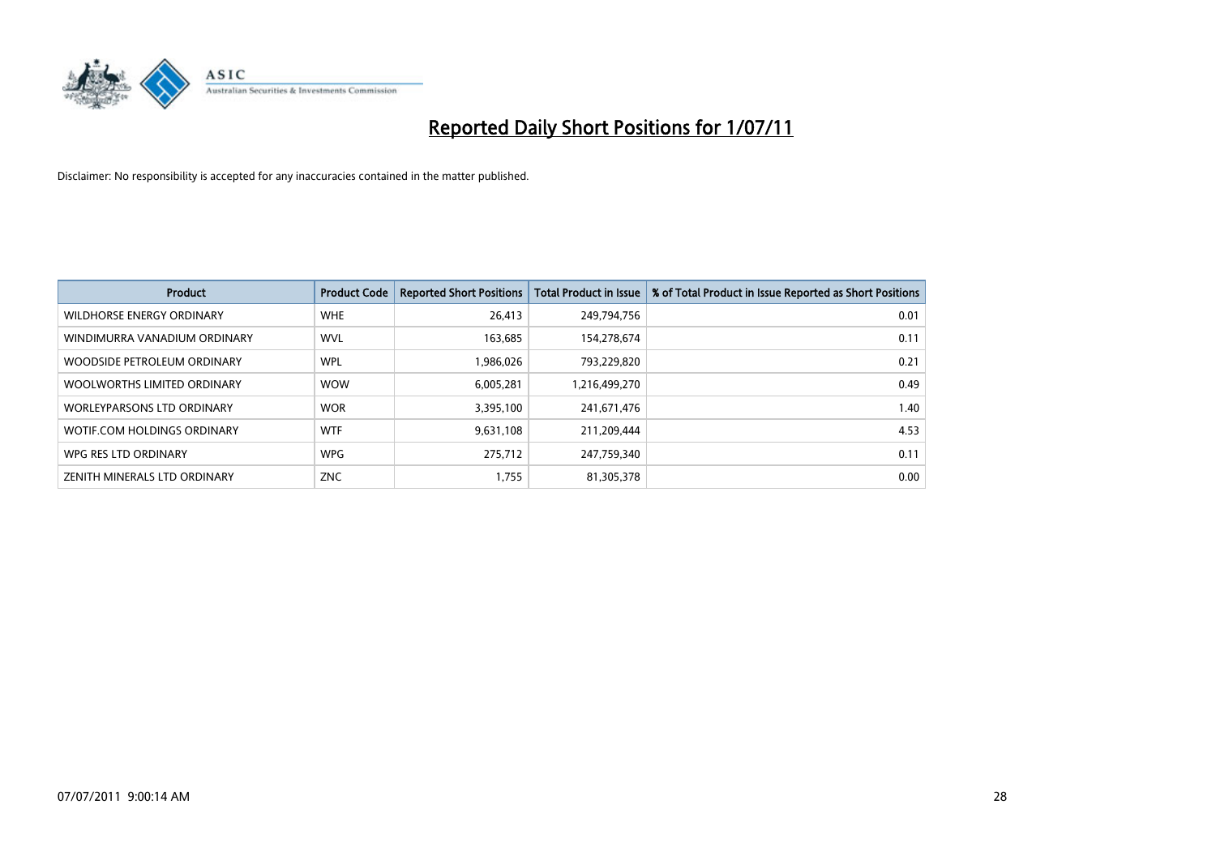# Reported Daily Short Positions for 1/07/11

Disclaimer: No responsibility is accepted for any inaccuracies contained in the matter published.

| Product | Product Code | Reported Short Positions | Total Product in Issue | % of Total Product in Issue Reported as Short Positions |
|---|---|---|---|---|
| WILDHORSE ENERGY ORDINARY | WHE | 26,413 | 249,794,756 | 0.01 |
| WINDIMURRA VANADIUM ORDINARY | WVL | 163,685 | 154,278,674 | 0.11 |
| WOODSIDE PETROLEUM ORDINARY | WPL | 1,986,026 | 793,229,820 | 0.21 |
| WOOLWORTHS LIMITED ORDINARY | WOW | 6,005,281 | 1,216,499,270 | 0.49 |
| WORLEYPARSONS LTD ORDINARY | WOR | 3,395,100 | 241,671,476 | 1.40 |
| WOTIF.COM HOLDINGS ORDINARY | WTF | 9,631,108 | 211,209,444 | 4.53 |
| WPG RES LTD ORDINARY | WPG | 275,712 | 247,759,340 | 0.11 |
| ZENITH MINERALS LTD ORDINARY | ZNC | 1,755 | 81,305,378 | 0.00 |

07/07/2011 9:00:14 AM